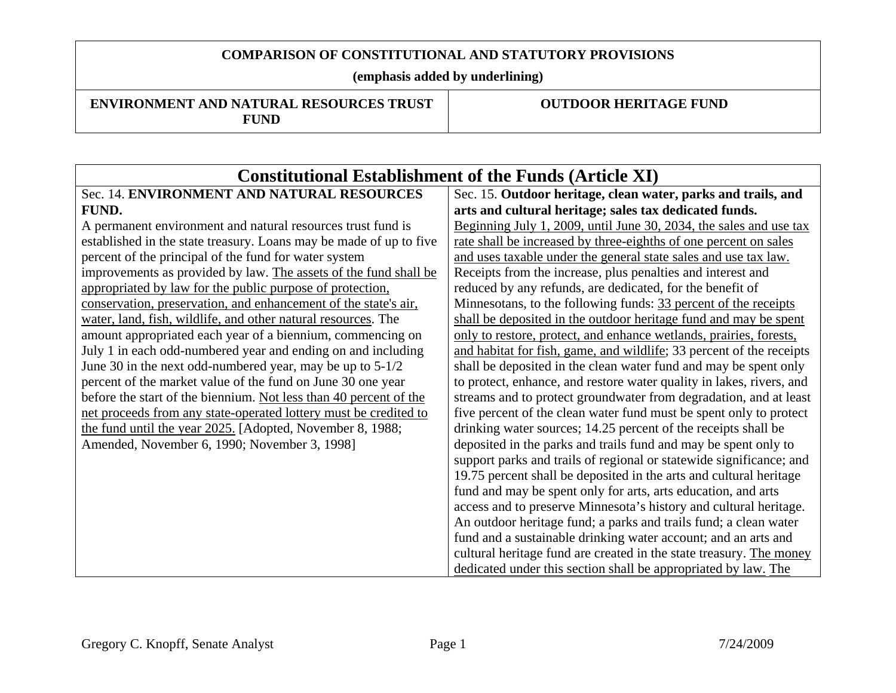# COMPARISON OF CONSTITUTIONAL AND STATUTORY PROVISIONS

**(emphasis added by underlining)**

| ENVIRONMENT AND NATURAL RESOURCES TRUST FUND | OUTDOOR HERITAGE FUND |
|---|---|

## Constitutional Establishment of the Funds (Article XI)

| ENVIRONMENT AND NATURAL RESOURCES TRUST FUND | OUTDOOR HERITAGE FUND |
|---|---|
| Sec. 14. **ENVIRONMENT AND NATURAL RESOURCES FUND.** A permanent environment and natural resources trust fund is established in the state treasury. Loans may be made of up to five percent of the principal of the fund for water system improvements as provided by law. <u>The assets of the fund shall be appropriated by law for the public purpose of protection, conservation, preservation, and enhancement of the state's air, water, land, fish, wildlife, and other natural resources</u>. The amount appropriated each year of a biennium, commencing on July 1 in each odd-numbered year and ending on and including June 30 in the next odd-numbered year, may be up to 5-1/2 percent of the market value of the fund on June 30 one year before the start of the biennium. <u>Not less than 40 percent of the net proceeds from any state-operated lottery must be credited to the fund until the year 2025.</u> [Adopted, November 8, 1988; Amended, November 6, 1990; November 3, 1998] | Sec. 15. **Outdoor heritage, clean water, parks and trails, and arts and cultural heritage; sales tax dedicated funds.** <u>Beginning July 1, 2009, until June 30, 2034, the sales and use tax rate shall be increased by three-eighths of one percent on sales and uses taxable under the general state sales and use tax law.</u> Receipts from the increase, plus penalties and interest and reduced by any refunds, are dedicated, for the benefit of Minnesotans, to the following funds: <u>33 percent of the receipts shall be deposited in the outdoor heritage fund and may be spent only to restore, protect, and enhance wetlands, prairies, forests, and habitat for fish, game, and wildlife</u>; 33 percent of the receipts shall be deposited in the clean water fund and may be spent only to protect, enhance, and restore water quality in lakes, rivers, and streams and to protect groundwater from degradation, and at least five percent of the clean water fund must be spent only to protect drinking water sources; 14.25 percent of the receipts shall be deposited in the parks and trails fund and may be spent only to support parks and trails of regional or statewide significance; and 19.75 percent shall be deposited in the arts and cultural heritage fund and may be spent only for arts, arts education, and arts access and to preserve Minnesota's history and cultural heritage. An outdoor heritage fund; a parks and trails fund; a clean water fund and a sustainable drinking water account; and an arts and cultural heritage fund are created in the state treasury. <u>The money dedicated under this section shall be appropriated by law</u>. <u>The</u> |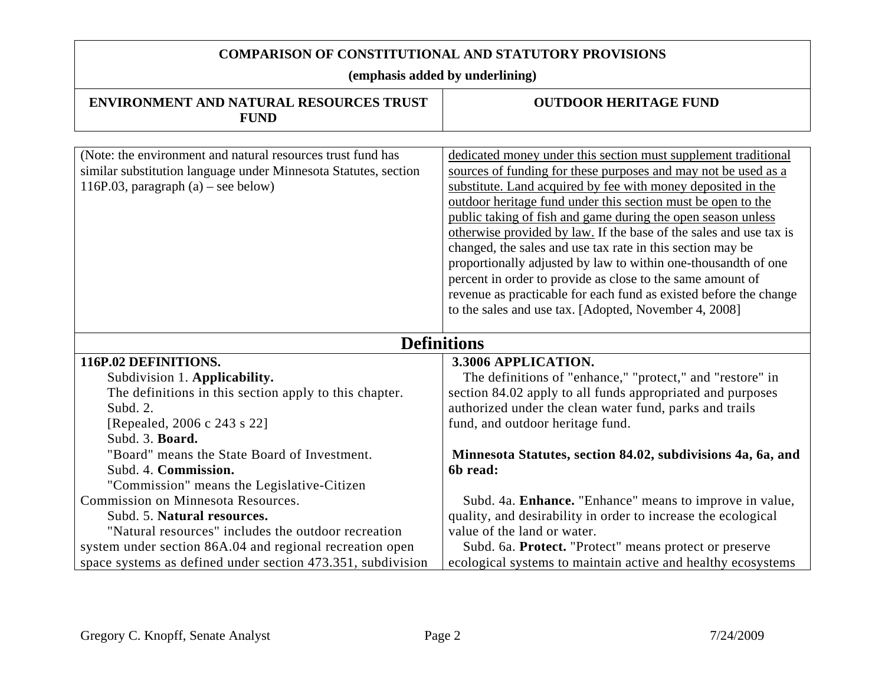**COMPARISON OF CONSTITUTIONAL AND STATUTORY PROVISIONS**

**(emphasis added by underlining)**

| ENVIRONMENT AND NATURAL RESOURCES TRUST FUND | OUTDOOR HERITAGE FUND |
|---|---|
| (Note: the environment and natural resources trust fund has similar substitution language under Minnesota Statutes, section 116P.03, paragraph (a) – see below) | dedicated money under this section must supplement traditional sources of funding for these purposes and may not be used as a substitute. Land acquired by fee with money deposited in the outdoor heritage fund under this section must be open to the public taking of fish and game during the open season unless otherwise provided by law. If the base of the sales and use tax is changed, the sales and use tax rate in this section may be proportionally adjusted by law to within one-thousandth of one percent in order to provide as close to the same amount of revenue as practicable for each fund as existed before the change to the sales and use tax. [Adopted, November 4, 2008] |
| **Definitions** | |
| **116P.02 DEFINITIONS.**<br>Subdivision 1. **Applicability.**<br>The definitions in this section apply to this chapter.<br>Subd. 2.<br>[Repealed, 2006 c 243 s 22]<br>Subd. 3. **Board.**<br>"Board" means the State Board of Investment.<br>Subd. 4. **Commission.**<br>"Commission" means the Legislative-Citizen Commission on Minnesota Resources.<br>Subd. 5. **Natural resources.**<br>"Natural resources" includes the outdoor recreation system under section 86A.04 and regional recreation open space systems as defined under section 473.351, subdivision | **3.3006 APPLICATION.**<br>The definitions of "enhance," "protect," and "restore" in section 84.02 apply to all funds appropriated and purposes authorized under the clean water fund, parks and trails fund, and outdoor heritage fund.<br><br>**Minnesota Statutes, section 84.02, subdivisions 4a, 6a, and 6b read:**<br><br>Subd. 4a. **Enhance.** "Enhance" means to improve in value, quality, and desirability in order to increase the ecological value of the land or water.<br>Subd. 6a. **Protect.** "Protect" means protect or preserve ecological systems to maintain active and healthy ecosystems |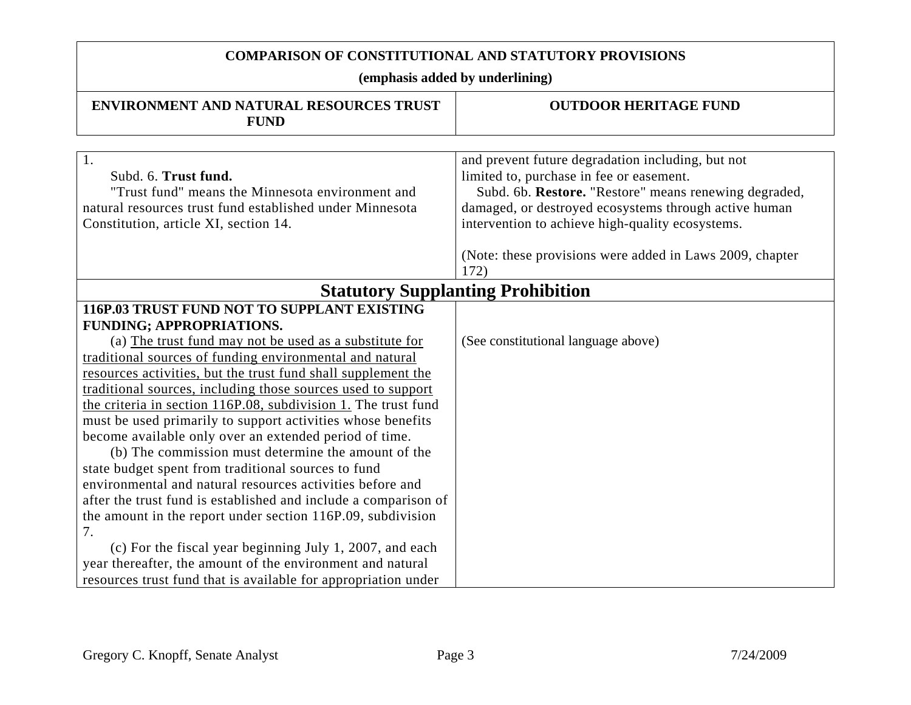**COMPARISON OF CONSTITUTIONAL AND STATUTORY PROVISIONS**

**(emphasis added by underlining)**

| ENVIRONMENT AND NATURAL RESOURCES TRUST FUND | OUTDOOR HERITAGE FUND |
| --- | --- |
| 1. Subd. 6. **Trust fund.** "Trust fund" means the Minnesota environment and natural resources trust fund established under Minnesota Constitution, article XI, section 14. | and prevent future degradation including, but not limited to, purchase in fee or easement. Subd. 6b. **Restore.** "Restore" means renewing degraded, damaged, or destroyed ecosystems through active human intervention to achieve high-quality ecosystems. (Note: these provisions were added in Laws 2009, chapter 172) |
| **Statutory Supplanting Prohibition** | |
| **116P.03 TRUST FUND NOT TO SUPPLANT EXISTING FUNDING; APPROPRIATIONS.** (a) <u>The trust fund may not be used as a substitute for traditional sources of funding environmental and natural resources activities, but the trust fund shall supplement the traditional sources, including those sources used to support the criteria in section 116P.08, subdivision 1.</u> The trust fund must be used primarily to support activities whose benefits become available only over an extended period of time. (b) The commission must determine the amount of the state budget spent from traditional sources to fund environmental and natural resources activities before and after the trust fund is established and include a comparison of the amount in the report under section 116P.09, subdivision 7. (c) For the fiscal year beginning July 1, 2007, and each year thereafter, the amount of the environment and natural resources trust fund that is available for appropriation under | (See constitutional language above) |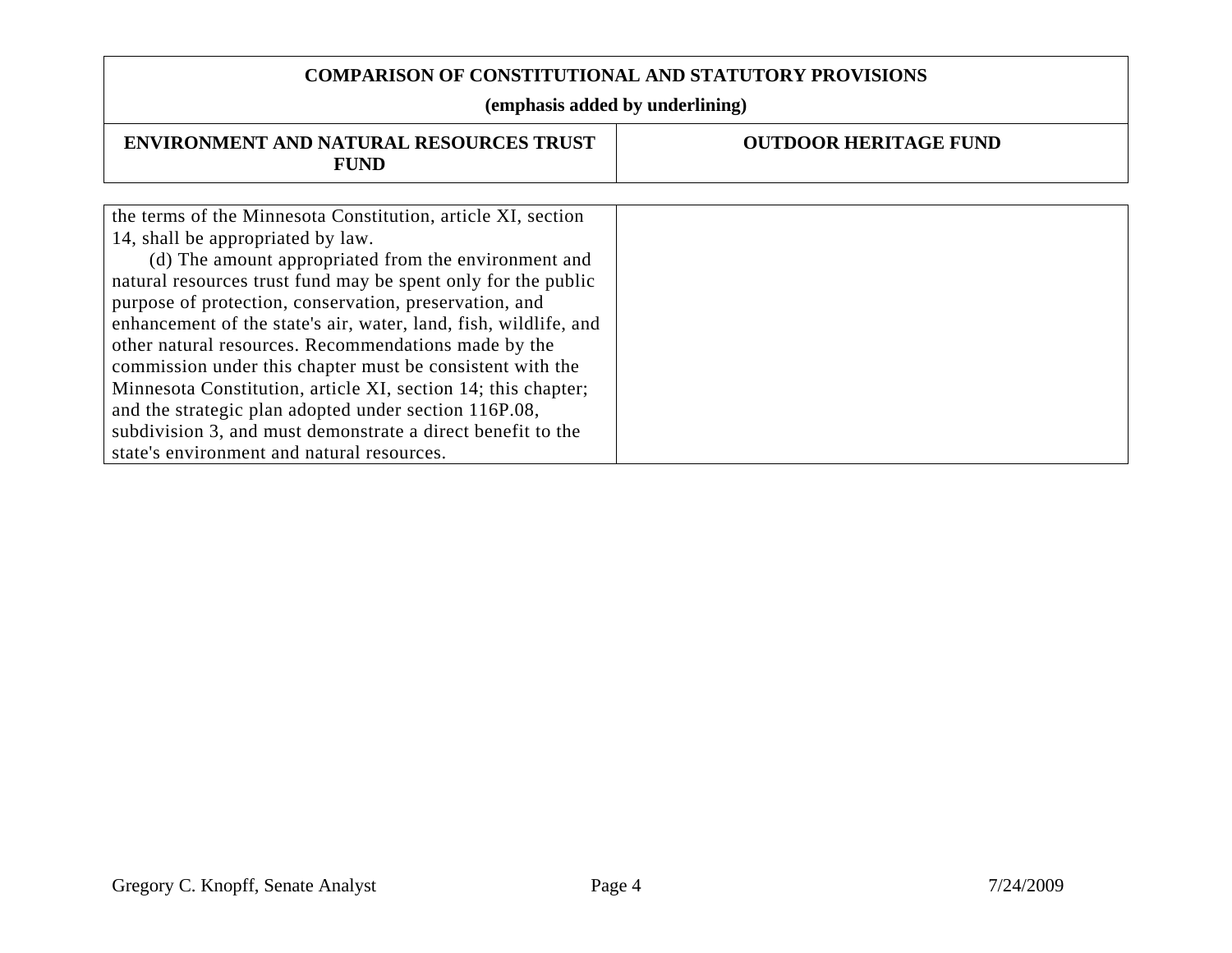| COMPARISON OF CONSTITUTIONAL AND STATUTORY PROVISIONS (emphasis added by underlining) | |
|---|---|
| **ENVIRONMENT AND NATURAL RESOURCES TRUST FUND** | **OUTDOOR HERITAGE FUND** |
| the terms of the Minnesota Constitution, article XI, section 14, shall be appropriated by law.<br>(d) The amount appropriated from the environment and natural resources trust fund may be spent only for the public purpose of protection, conservation, preservation, and enhancement of the state's air, water, land, fish, wildlife, and other natural resources. Recommendations made by the commission under this chapter must be consistent with the Minnesota Constitution, article XI, section 14; this chapter; and the strategic plan adopted under section 116P.08, subdivision 3, and must demonstrate a direct benefit to the state's environment and natural resources. | |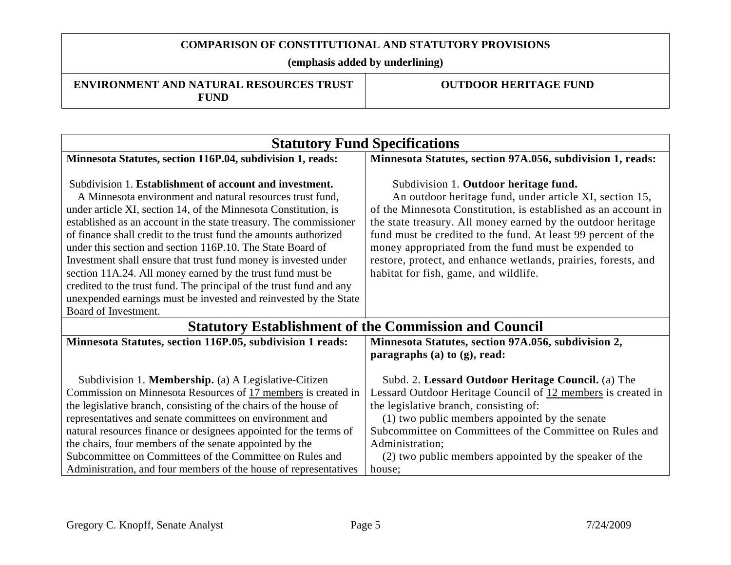| COMPARISON OF CONSTITUTIONAL AND STATUTORY PROVISIONS (emphasis added by underlining) | |
|---|---|
| **ENVIRONMENT AND NATURAL RESOURCES TRUST FUND** | **OUTDOOR HERITAGE FUND** |

| Statutory Fund Specifications | |
|---|---|
| **Minnesota Statutes, section 116P.04, subdivision 1, reads:**<br><br>Subdivision 1. **Establishment of account and investment.** A Minnesota environment and natural resources trust fund, under article XI, section 14, of the Minnesota Constitution, is established as an account in the state treasury. The commissioner of finance shall credit to the trust fund the amounts authorized under this section and section 116P.10. The State Board of Investment shall ensure that trust fund money is invested under section 11A.24. All money earned by the trust fund must be credited to the trust fund. The principal of the trust fund and any unexpended earnings must be invested and reinvested by the State Board of Investment. | **Minnesota Statutes, section 97A.056, subdivision 1, reads:**<br><br>Subdivision 1. **Outdoor heritage fund.** An outdoor heritage fund, under article XI, section 15, of the Minnesota Constitution, is established as an account in the state treasury. All money earned by the outdoor heritage fund must be credited to the fund. At least 99 percent of the money appropriated from the fund must be expended to restore, protect, and enhance wetlands, prairies, forests, and habitat for fish, game, and wildlife. |
| **Statutory Establishment of the Commission and Council** | |
| **Minnesota Statutes, section 116P.05, subdivision 1 reads:**<br><br>Subdivision 1. **Membership.** (a) A Legislative-Citizen Commission on Minnesota Resources of <u>17 members</u> is created in the legislative branch, consisting of the chairs of the house of representatives and senate committees on environment and natural resources finance or designees appointed for the terms of the chairs, four members of the senate appointed by the Subcommittee on Committees of the Committee on Rules and Administration, and four members of the house of representatives | **Minnesota Statutes, section 97A.056, subdivision 2, paragraphs (a) to (g), read:**<br><br>Subd. 2. **Lessard Outdoor Heritage Council.** (a) The Lessard Outdoor Heritage Council of <u>12 members</u> is created in the legislative branch, consisting of:<br>(1) two public members appointed by the senate Subcommittee on Committees of the Committee on Rules and Administration;<br>(2) two public members appointed by the speaker of the house; |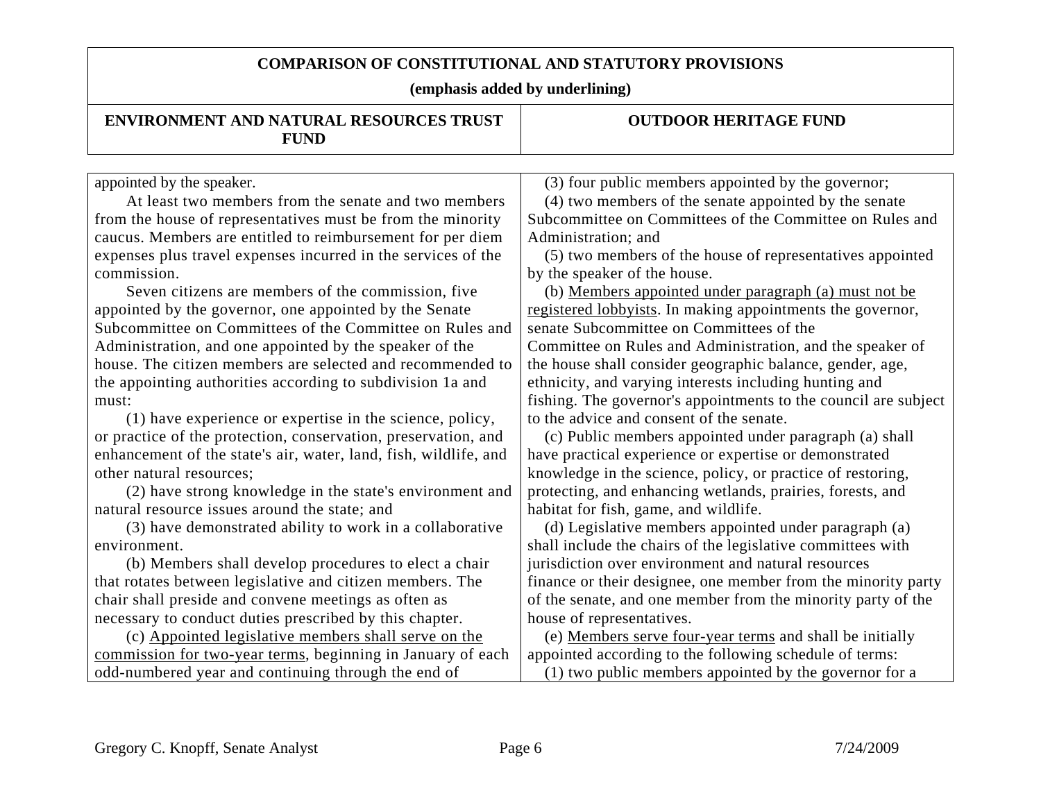**COMPARISON OF CONSTITUTIONAL AND STATUTORY PROVISIONS**

**(emphasis added by underlining)**

| ENVIRONMENT AND NATURAL RESOURCES TRUST FUND | OUTDOOR HERITAGE FUND |
|---|---|
| appointed by the speaker.<br><br>At least two members from the senate and two members from the house of representatives must be from the minority caucus. Members are entitled to reimbursement for per diem expenses plus travel expenses incurred in the services of the commission.<br><br>Seven citizens are members of the commission, five appointed by the governor, one appointed by the Senate Subcommittee on Committees of the Committee on Rules and Administration, and one appointed by the speaker of the house. The citizen members are selected and recommended to the appointing authorities according to subdivision 1a and must:<br><br>(1) have experience or expertise in the science, policy, or practice of the protection, conservation, preservation, and enhancement of the state's air, water, land, fish, wildlife, and other natural resources;<br><br>(2) have strong knowledge in the state's environment and natural resource issues around the state; and<br><br>(3) have demonstrated ability to work in a collaborative environment.<br><br>(b) Members shall develop procedures to elect a chair that rotates between legislative and citizen members. The chair shall preside and convene meetings as often as necessary to conduct duties prescribed by this chapter.<br><br>(c) <u>Appointed legislative members shall serve on the commission for two-year terms</u>, beginning in January of each odd-numbered year and continuing through the end of | (3) four public members appointed by the governor;<br><br>(4) two members of the senate appointed by the senate Subcommittee on Committees of the Committee on Rules and Administration; and<br><br>(5) two members of the house of representatives appointed by the speaker of the house.<br><br>(b) <u>Members appointed under paragraph (a) must not be registered lobbyists</u>. In making appointments the governor, senate Subcommittee on Committees of the Committee on Rules and Administration, and the speaker of the house shall consider geographic balance, gender, age, ethnicity, and varying interests including hunting and fishing. The governor's appointments to the council are subject to the advice and consent of the senate.<br><br>(c) Public members appointed under paragraph (a) shall have practical experience or expertise or demonstrated knowledge in the science, policy, or practice of restoring, protecting, and enhancing wetlands, prairies, forests, and habitat for fish, game, and wildlife.<br><br>(d) Legislative members appointed under paragraph (a) shall include the chairs of the legislative committees with jurisdiction over environment and natural resources finance or their designee, one member from the minority party of the senate, and one member from the minority party of the house of representatives.<br><br>(e) <u>Members serve four-year terms</u> and shall be initially appointed according to the following schedule of terms:<br><br>(1) two public members appointed by the governor for a |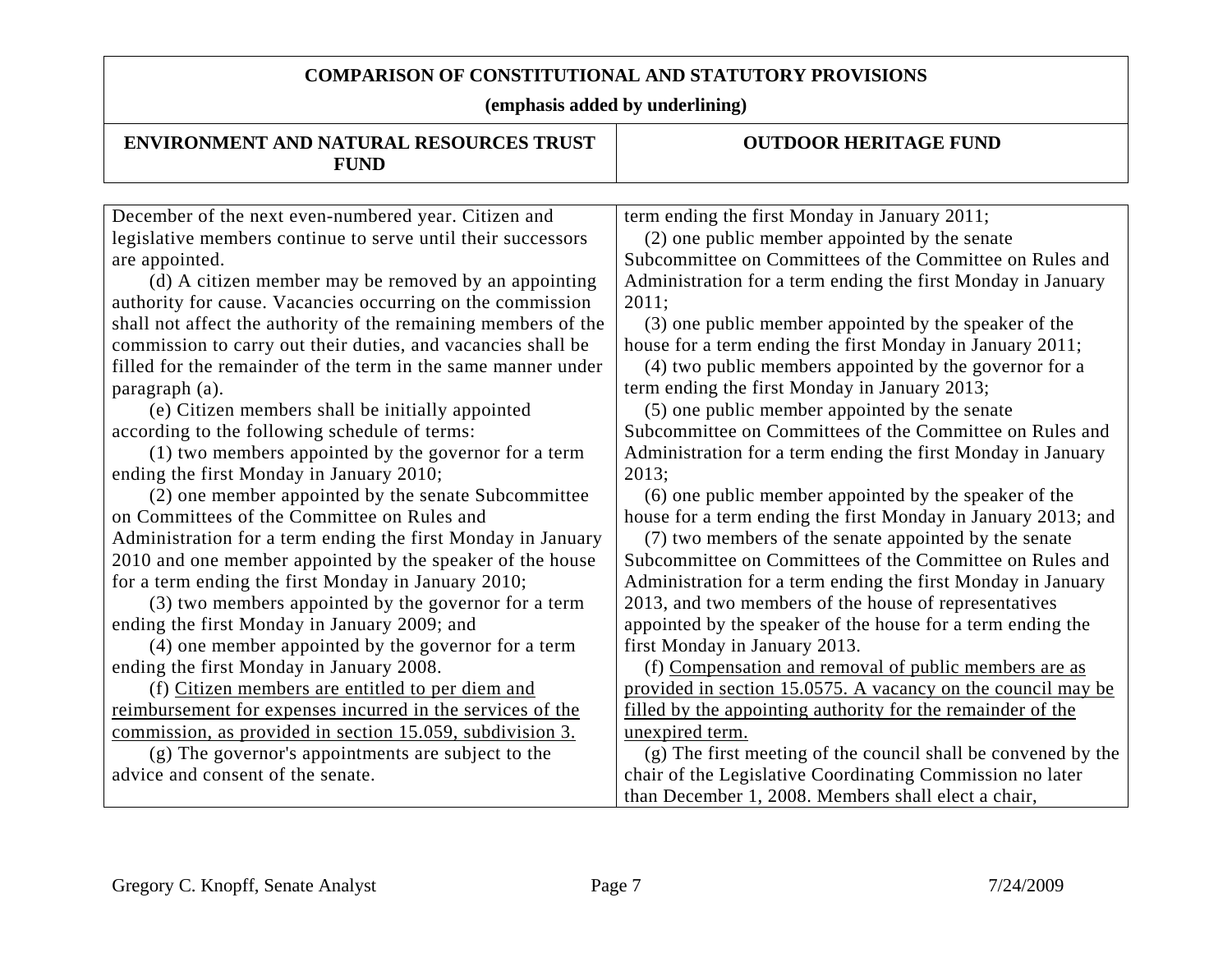**COMPARISON OF CONSTITUTIONAL AND STATUTORY PROVISIONS**

**(emphasis added by underlining)**

| ENVIRONMENT AND NATURAL RESOURCES TRUST FUND | OUTDOOR HERITAGE FUND |
|---|---|
| December of the next even-numbered year. Citizen and legislative members continue to serve until their successors are appointed.<br>(d) A citizen member may be removed by an appointing authority for cause. Vacancies occurring on the commission shall not affect the authority of the remaining members of the commission to carry out their duties, and vacancies shall be filled for the remainder of the term in the same manner under paragraph (a).<br>(e) Citizen members shall be initially appointed according to the following schedule of terms:<br>(1) two members appointed by the governor for a term ending the first Monday in January 2010;<br>(2) one member appointed by the senate Subcommittee on Committees of the Committee on Rules and Administration for a term ending the first Monday in January 2010 and one member appointed by the speaker of the house for a term ending the first Monday in January 2010;<br>(3) two members appointed by the governor for a term ending the first Monday in January 2009; and<br>(4) one member appointed by the governor for a term ending the first Monday in January 2008.<br>(f) <u>Citizen members are entitled to per diem and reimbursement for expenses incurred in the services of the commission, as provided in section 15.059, subdivision 3.</u><br>(g) The governor's appointments are subject to the advice and consent of the senate. | term ending the first Monday in January 2011;<br>(2) one public member appointed by the senate Subcommittee on Committees of the Committee on Rules and Administration for a term ending the first Monday in January 2011;<br>(3) one public member appointed by the speaker of the house for a term ending the first Monday in January 2011;<br>(4) two public members appointed by the governor for a term ending the first Monday in January 2013;<br>(5) one public member appointed by the senate Subcommittee on Committees of the Committee on Rules and Administration for a term ending the first Monday in January 2013;<br>(6) one public member appointed by the speaker of the house for a term ending the first Monday in January 2013; and<br>(7) two members of the senate appointed by the senate Subcommittee on Committees of the Committee on Rules and Administration for a term ending the first Monday in January 2013, and two members of the house of representatives appointed by the speaker of the house for a term ending the first Monday in January 2013.<br>(f) <u>Compensation and removal of public members are as provided in section 15.0575. A vacancy on the council may be filled by the appointing authority for the remainder of the unexpired term.</u><br>(g) The first meeting of the council shall be convened by the chair of the Legislative Coordinating Commission no later than December 1, 2008. Members shall elect a chair, |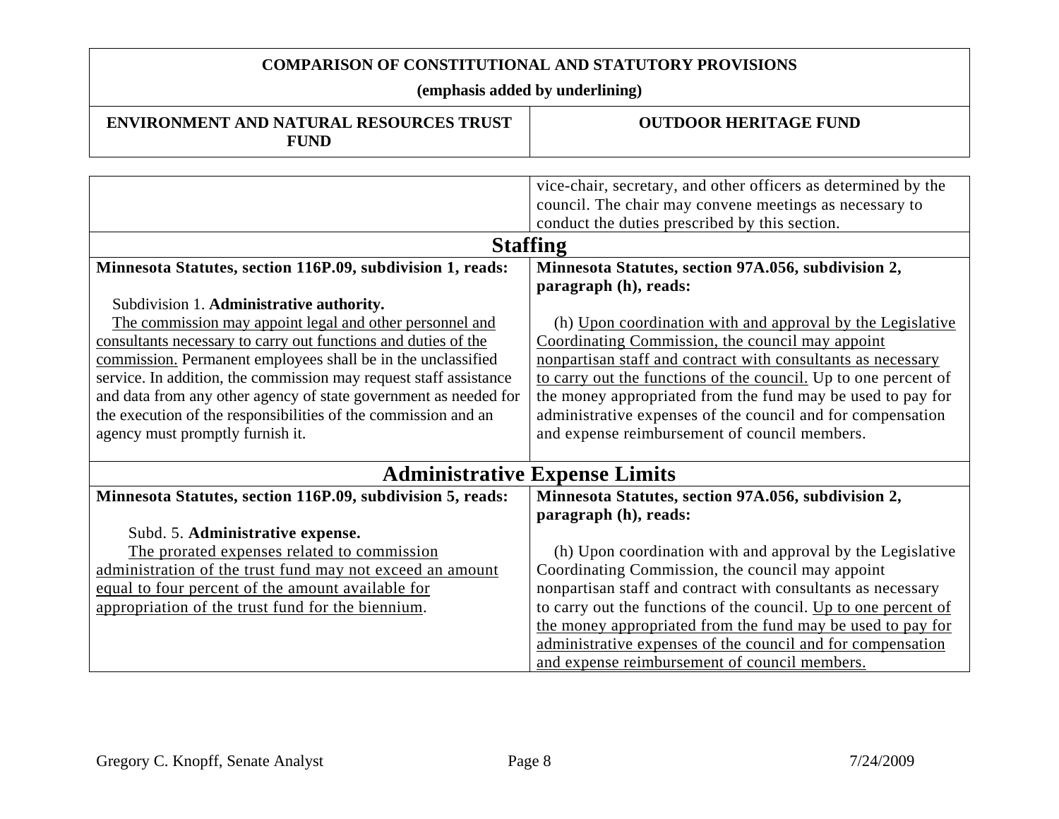**COMPARISON OF CONSTITUTIONAL AND STATUTORY PROVISIONS**

**(emphasis added by underlining)**

| ENVIRONMENT AND NATURAL RESOURCES TRUST FUND | OUTDOOR HERITAGE FUND |
|---|---|
| | vice-chair, secretary, and other officers as determined by the council. The chair may convene meetings as necessary to conduct the duties prescribed by this section. |
| **Staffing** | |
| **Minnesota Statutes, section 116P.09, subdivision 1, reads:**<br><br>Subdivision 1. **Administrative authority.**<br>The commission may appoint legal and other personnel and consultants necessary to carry out functions and duties of the commission. Permanent employees shall be in the unclassified service. In addition, the commission may request staff assistance and data from any other agency of state government as needed for the execution of the responsibilities of the commission and an agency must promptly furnish it. | **Minnesota Statutes, section 97A.056, subdivision 2, paragraph (h), reads:**<br><br>(h) Upon coordination with and approval by the Legislative Coordinating Commission, the council may appoint nonpartisan staff and contract with consultants as necessary to carry out the functions of the council. Up to one percent of the money appropriated from the fund may be used to pay for administrative expenses of the council and for compensation and expense reimbursement of council members. |
| **Administrative Expense Limits** | |
| **Minnesota Statutes, section 116P.09, subdivision 5, reads:**<br><br>Subd. 5. **Administrative expense.**<br>The prorated expenses related to commission administration of the trust fund may not exceed an amount equal to four percent of the amount available for appropriation of the trust fund for the biennium. | **Minnesota Statutes, section 97A.056, subdivision 2, paragraph (h), reads:**<br><br>(h) Upon coordination with and approval by the Legislative Coordinating Commission, the council may appoint nonpartisan staff and contract with consultants as necessary to carry out the functions of the council. Up to one percent of the money appropriated from the fund may be used to pay for administrative expenses of the council and for compensation and expense reimbursement of council members. |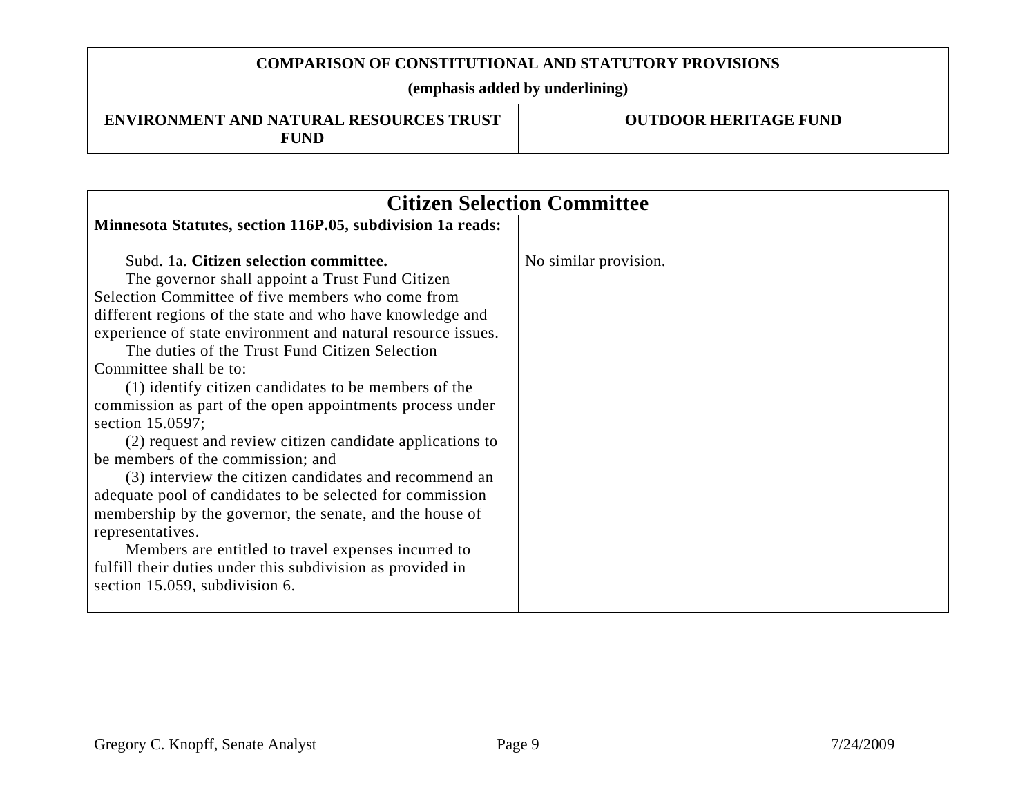| COMPARISON OF CONSTITUTIONAL AND STATUTORY PROVISIONS (emphasis added by underlining) | |
|---|---|
| **ENVIRONMENT AND NATURAL RESOURCES TRUST FUND** | **OUTDOOR HERITAGE FUND** |

| Citizen Selection Committee | |
|---|---|
| **Minnesota Statutes, section 116P.05, subdivision 1a reads:**<br><br>Subd. 1a. **Citizen selection committee.**<br>The governor shall appoint a Trust Fund Citizen Selection Committee of five members who come from different regions of the state and who have knowledge and experience of state environment and natural resource issues.<br>The duties of the Trust Fund Citizen Selection Committee shall be to:<br>(1) identify citizen candidates to be members of the commission as part of the open appointments process under section 15.0597;<br>(2) request and review citizen candidate applications to be members of the commission; and<br>(3) interview the citizen candidates and recommend an adequate pool of candidates to be selected for commission membership by the governor, the senate, and the house of representatives.<br>Members are entitled to travel expenses incurred to fulfill their duties under this subdivision as provided in section 15.059, subdivision 6. | No similar provision. |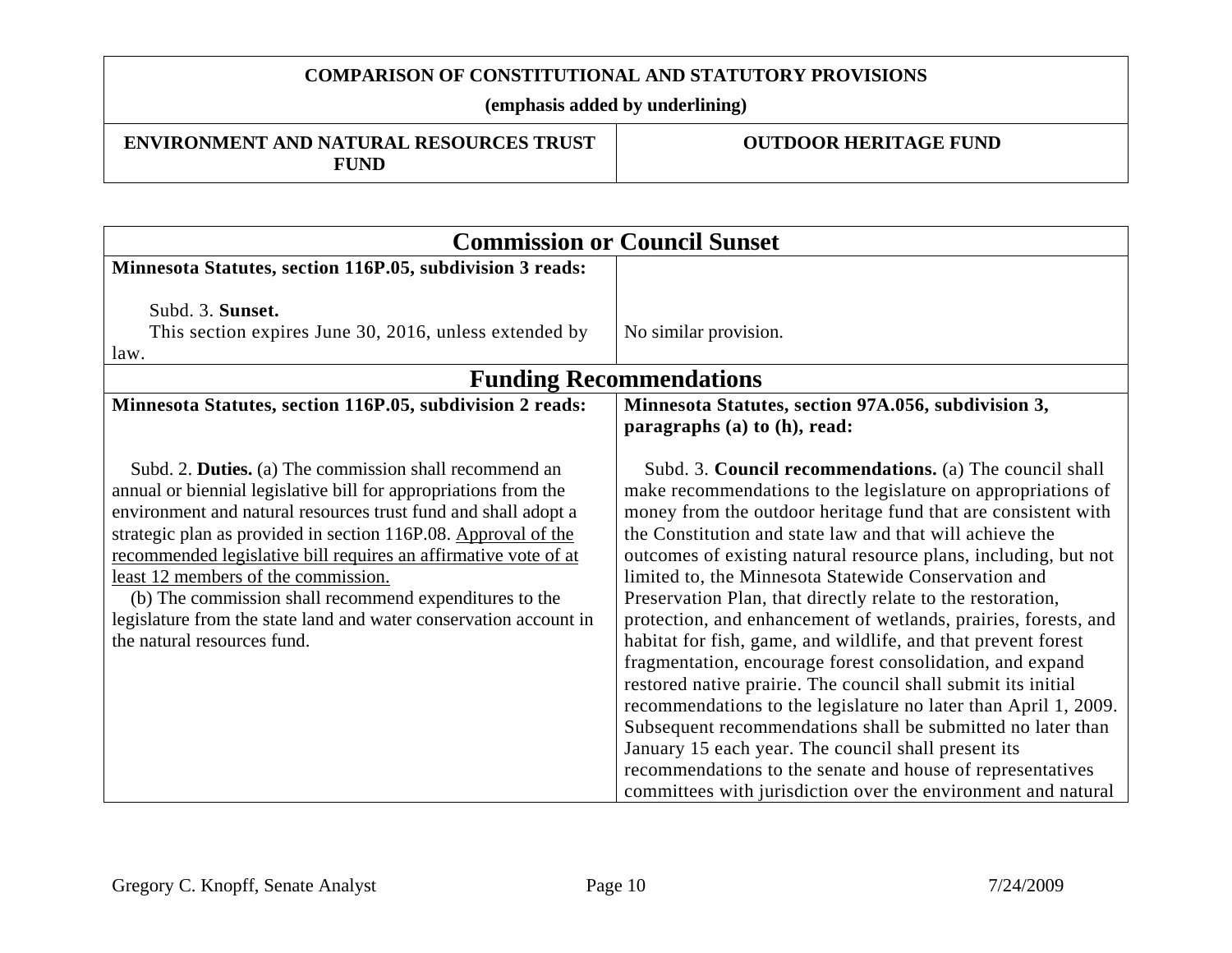| COMPARISON OF CONSTITUTIONAL AND STATUTORY PROVISIONS (emphasis added by underlining) | |
|---|---|
| **ENVIRONMENT AND NATURAL RESOURCES TRUST FUND** | **OUTDOOR HERITAGE FUND** |

| **Commission or Council Sunset** | |
|---|---|
| **Minnesota Statutes, section 116P.05, subdivision 3 reads:**<br><br>Subd. 3. **Sunset.**<br>This section expires June 30, 2016, unless extended by law. | No similar provision. |
| **Funding Recommendations** | |
| **Minnesota Statutes, section 116P.05, subdivision 2 reads:**<br><br>Subd. 2. **Duties.** (a) The commission shall recommend an annual or biennial legislative bill for appropriations from the environment and natural resources trust fund and shall adopt a strategic plan as provided in section 116P.08. <u>Approval of the recommended legislative bill requires an affirmative vote of at least 12 members of the commission.</u><br>(b) The commission shall recommend expenditures to the legislature from the state land and water conservation account in the natural resources fund. | **Minnesota Statutes, section 97A.056, subdivision 3, paragraphs (a) to (h), read:**<br><br>Subd. 3. **Council recommendations.** (a) The council shall make recommendations to the legislature on appropriations of money from the outdoor heritage fund that are consistent with the Constitution and state law and that will achieve the outcomes of existing natural resource plans, including, but not limited to, the Minnesota Statewide Conservation and Preservation Plan, that directly relate to the restoration, protection, and enhancement of wetlands, prairies, forests, and habitat for fish, game, and wildlife, and that prevent forest fragmentation, encourage forest consolidation, and expand restored native prairie. The council shall submit its initial recommendations to the legislature no later than April 1, 2009. Subsequent recommendations shall be submitted no later than January 15 each year. The council shall present its recommendations to the senate and house of representatives committees with jurisdiction over the environment and natural |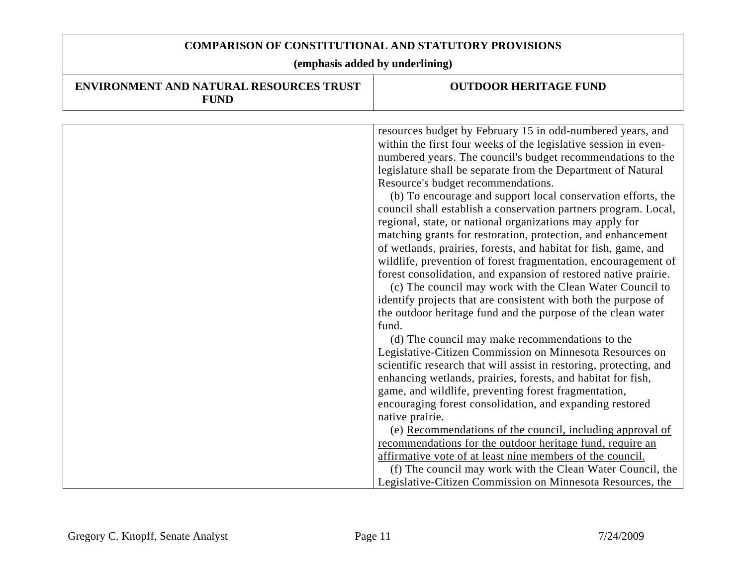| ENVIRONMENT AND NATURAL RESOURCES TRUST FUND | OUTDOOR HERITAGE FUND |
|---|---|
| | resources budget by February 15 in odd-numbered years, and within the first four weeks of the legislative session in even-numbered years. The council's budget recommendations to the legislature shall be separate from the Department of Natural Resource's budget recommendations.<br>(b) To encourage and support local conservation efforts, the council shall establish a conservation partners program. Local, regional, state, or national organizations may apply for matching grants for restoration, protection, and enhancement of wetlands, prairies, forests, and habitat for fish, game, and wildlife, prevention of forest fragmentation, encouragement of forest consolidation, and expansion of restored native prairie.<br>(c) The council may work with the Clean Water Council to identify projects that are consistent with both the purpose of the outdoor heritage fund and the purpose of the clean water fund.<br>(d) The council may make recommendations to the Legislative-Citizen Commission on Minnesota Resources on scientific research that will assist in restoring, protecting, and enhancing wetlands, prairies, forests, and habitat for fish, game, and wildlife, preventing forest fragmentation, encouraging forest consolidation, and expanding restored native prairie.<br>(e) <u>Recommendations of the council, including approval of recommendations for the outdoor heritage fund, require an affirmative vote of at least nine members of the council.</u><br>(f) The council may work with the Clean Water Council, the Legislative-Citizen Commission on Minnesota Resources, the |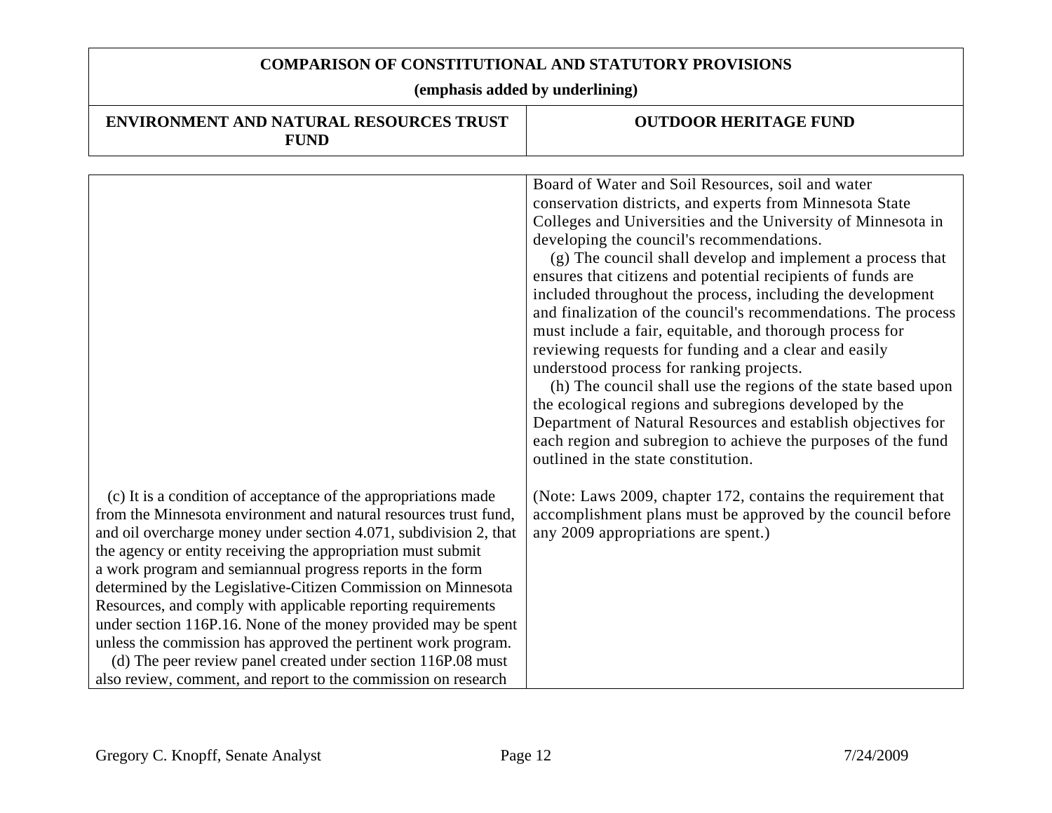**COMPARISON OF CONSTITUTIONAL AND STATUTORY PROVISIONS**

**(emphasis added by underlining)**

| ENVIRONMENT AND NATURAL RESOURCES TRUST FUND | OUTDOOR HERITAGE FUND |
|---|---|
| | Board of Water and Soil Resources, soil and water conservation districts, and experts from Minnesota State Colleges and Universities and the University of Minnesota in developing the council's recommendations.<br>(g) The council shall develop and implement a process that ensures that citizens and potential recipients of funds are included throughout the process, including the development and finalization of the council's recommendations. The process must include a fair, equitable, and thorough process for reviewing requests for funding and a clear and easily understood process for ranking projects.<br>(h) The council shall use the regions of the state based upon the ecological regions and subregions developed by the Department of Natural Resources and establish objectives for each region and subregion to achieve the purposes of the fund outlined in the state constitution. |
| (c) It is a condition of acceptance of the appropriations made from the Minnesota environment and natural resources trust fund, and oil overcharge money under section 4.071, subdivision 2, that the agency or entity receiving the appropriation must submit a work program and semiannual progress reports in the form determined by the Legislative-Citizen Commission on Minnesota Resources, and comply with applicable reporting requirements under section 116P.16. None of the money provided may be spent unless the commission has approved the pertinent work program.<br>(d) The peer review panel created under section 116P.08 must also review, comment, and report to the commission on research | (Note: Laws 2009, chapter 172, contains the requirement that accomplishment plans must be approved by the council before any 2009 appropriations are spent.) |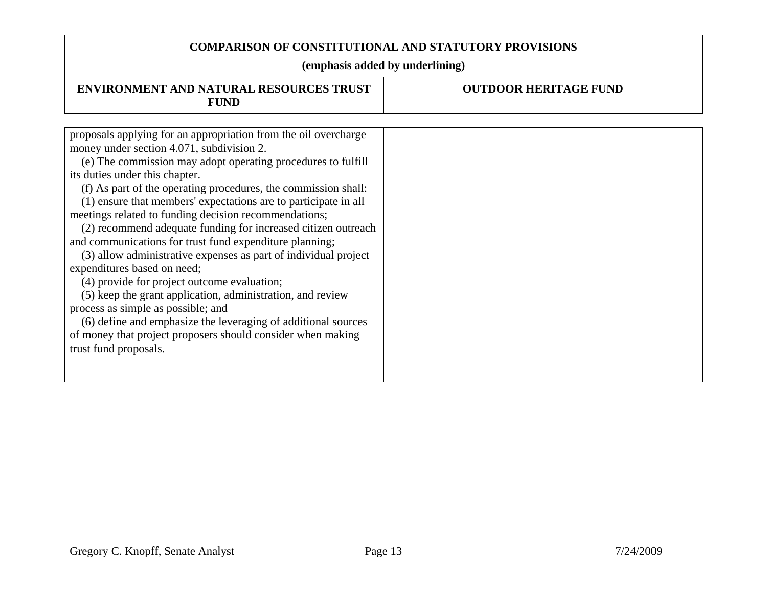| COMPARISON OF CONSTITUTIONAL AND STATUTORY PROVISIONS (emphasis added by underlining) | |
|---|---|
| **ENVIRONMENT AND NATURAL RESOURCES TRUST FUND** | **OUTDOOR HERITAGE FUND** |
| proposals applying for an appropriation from the oil overcharge money under section 4.071, subdivision 2.<br>(e) The commission may adopt operating procedures to fulfill its duties under this chapter.<br>(f) As part of the operating procedures, the commission shall:<br>(1) ensure that members' expectations are to participate in all meetings related to funding decision recommendations;<br>(2) recommend adequate funding for increased citizen outreach and communications for trust fund expenditure planning;<br>(3) allow administrative expenses as part of individual project expenditures based on need;<br>(4) provide for project outcome evaluation;<br>(5) keep the grant application, administration, and review process as simple as possible; and<br>(6) define and emphasize the leveraging of additional sources of money that project proposers should consider when making trust fund proposals. | |

Gregory C. Knopff, Senate Analyst 7/24/2009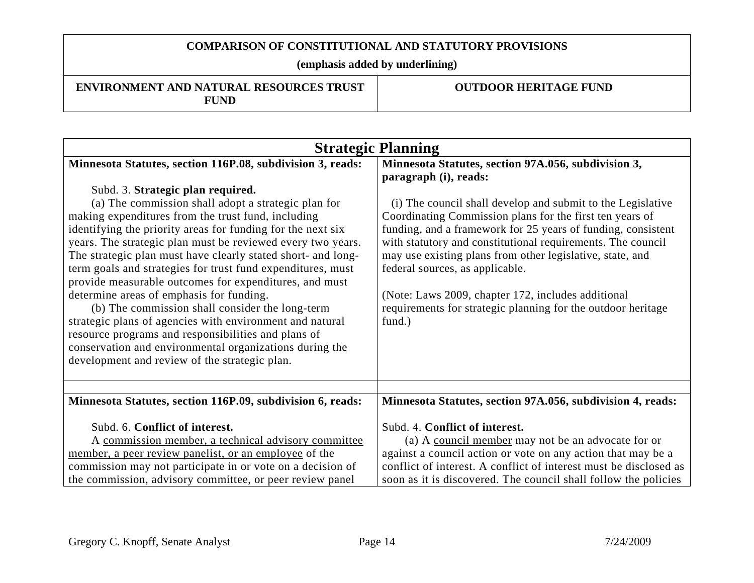| COMPARISON OF CONSTITUTIONAL AND STATUTORY PROVISIONS (emphasis added by underlining) | |
|---|---|
| **ENVIRONMENT AND NATURAL RESOURCES TRUST FUND** | **OUTDOOR HERITAGE FUND** |

| Strategic Planning | |
|---|---|
| **Minnesota Statutes, section 116P.08, subdivision 3, reads:**<br><br>Subd. 3. **Strategic plan required.**<br>(a) The commission shall adopt a strategic plan for making expenditures from the trust fund, including identifying the priority areas for funding for the next six years. The strategic plan must be reviewed every two years. The strategic plan must have clearly stated short- and long-term goals and strategies for trust fund expenditures, must provide measurable outcomes for expenditures, and must determine areas of emphasis for funding.<br>(b) The commission shall consider the long-term strategic plans of agencies with environment and natural resource programs and responsibilities and plans of conservation and environmental organizations during the development and review of the strategic plan. | **Minnesota Statutes, section 97A.056, subdivision 3, paragraph (i), reads:**<br><br>(i) The council shall develop and submit to the Legislative Coordinating Commission plans for the first ten years of funding, and a framework for 25 years of funding, consistent with statutory and constitutional requirements. The council may use existing plans from other legislative, state, and federal sources, as applicable.<br><br>(Note: Laws 2009, chapter 172, includes additional requirements for strategic planning for the outdoor heritage fund.) |
| | |
| **Minnesota Statutes, section 116P.09, subdivision 6, reads:**<br><br>Subd. 6. **Conflict of interest.**<br>A <u>commission member, a technical advisory committee member, a peer review panelist, or an employee</u> of the commission may not participate in or vote on a decision of the commission, advisory committee, or peer review panel | **Minnesota Statutes, section 97A.056, subdivision 4, reads:**<br><br>Subd. 4. **Conflict of interest.**<br>(a) A <u>council member</u> may not be an advocate for or against a council action or vote on any action that may be a conflict of interest. A conflict of interest must be disclosed as soon as it is discovered. The council shall follow the policies |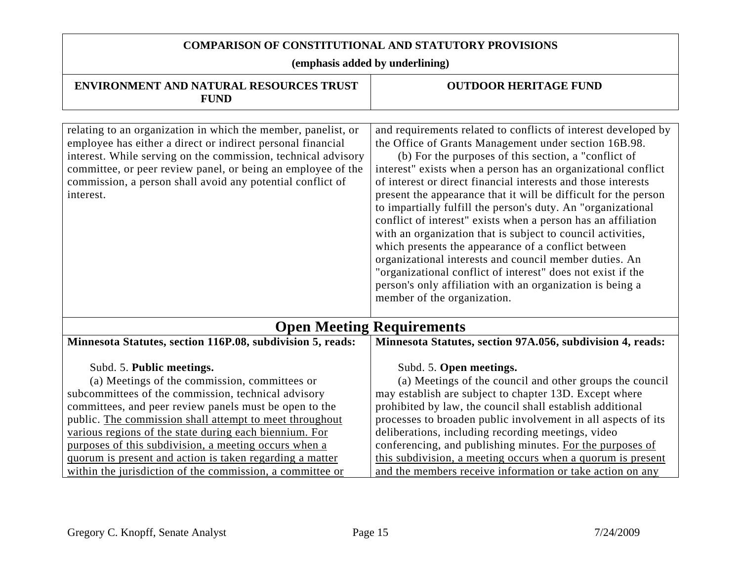**COMPARISON OF CONSTITUTIONAL AND STATUTORY PROVISIONS**

**(emphasis added by underlining)**

| ENVIRONMENT AND NATURAL RESOURCES TRUST FUND | OUTDOOR HERITAGE FUND |
|---|---|
| relating to an organization in which the member, panelist, or employee has either a direct or indirect personal financial interest. While serving on the commission, technical advisory committee, or peer review panel, or being an employee of the commission, a person shall avoid any potential conflict of interest. | and requirements related to conflicts of interest developed by the Office of Grants Management under section 16B.98.<br>(b) For the purposes of this section, a "conflict of interest" exists when a person has an organizational conflict of interest or direct financial interests and those interests present the appearance that it will be difficult for the person to impartially fulfill the person's duty. An "organizational conflict of interest" exists when a person has an affiliation with an organization that is subject to council activities, which presents the appearance of a conflict between organizational interests and council member duties. An "organizational conflict of interest" does not exist if the person's only affiliation with an organization is being a member of the organization. |
| **Open Meeting Requirements** | |
| **Minnesota Statutes, section 116P.08, subdivision 5, reads:**<br><br>Subd. 5. **Public meetings.**<br>(a) Meetings of the commission, committees or subcommittees of the commission, technical advisory committees, and peer review panels must be open to the public. <u>The commission shall attempt to meet throughout various regions of the state during each biennium. For purposes of this subdivision, a meeting occurs when a quorum is present and action is taken regarding a matter within the jurisdiction of the commission, a committee or</u> | **Minnesota Statutes, section 97A.056, subdivision 4, reads:**<br><br>Subd. 5. **Open meetings.**<br>(a) Meetings of the council and other groups the council may establish are subject to chapter 13D. Except where prohibited by law, the council shall establish additional processes to broaden public involvement in all aspects of its deliberations, including recording meetings, video conferencing, and publishing minutes. <u>For the purposes of this subdivision, a meeting occurs when a quorum is present and the members receive information or take action on any</u> |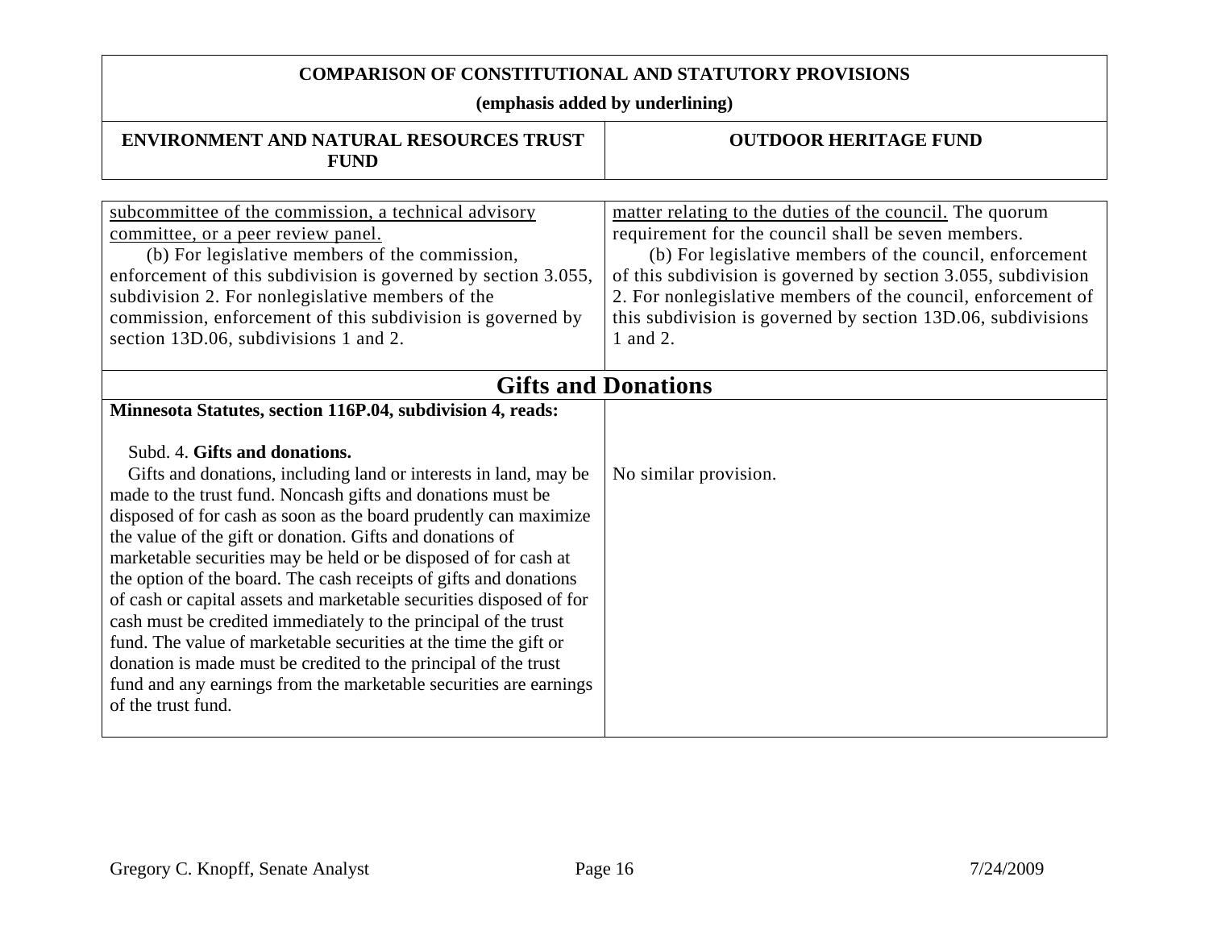**COMPARISON OF CONSTITUTIONAL AND STATUTORY PROVISIONS**

**(emphasis added by underlining)**

| ENVIRONMENT AND NATURAL RESOURCES TRUST FUND | OUTDOOR HERITAGE FUND |
|---|---|
| <u>subcommittee of the commission, a technical advisory committee, or a peer review panel.</u><br>(b) For legislative members of the commission, enforcement of this subdivision is governed by section 3.055, subdivision 2. For nonlegislative members of the commission, enforcement of this subdivision is governed by section 13D.06, subdivisions 1 and 2. | <u>matter relating to the duties of the council.</u> The quorum requirement for the council shall be seven members.<br>(b) For legislative members of the council, enforcement of this subdivision is governed by section 3.055, subdivision 2. For nonlegislative members of the council, enforcement of this subdivision is governed by section 13D.06, subdivisions 1 and 2. |
| **Gifts and Donations** | |
| **Minnesota Statutes, section 116P.04, subdivision 4, reads:**<br><br>Subd. 4. **Gifts and donations.**<br>Gifts and donations, including land or interests in land, may be made to the trust fund. Noncash gifts and donations must be disposed of for cash as soon as the board prudently can maximize the value of the gift or donation. Gifts and donations of marketable securities may be held or be disposed of for cash at the option of the board. The cash receipts of gifts and donations of cash or capital assets and marketable securities disposed of for cash must be credited immediately to the principal of the trust fund. The value of marketable securities at the time the gift or donation is made must be credited to the principal of the trust fund and any earnings from the marketable securities are earnings of the trust fund. | No similar provision. |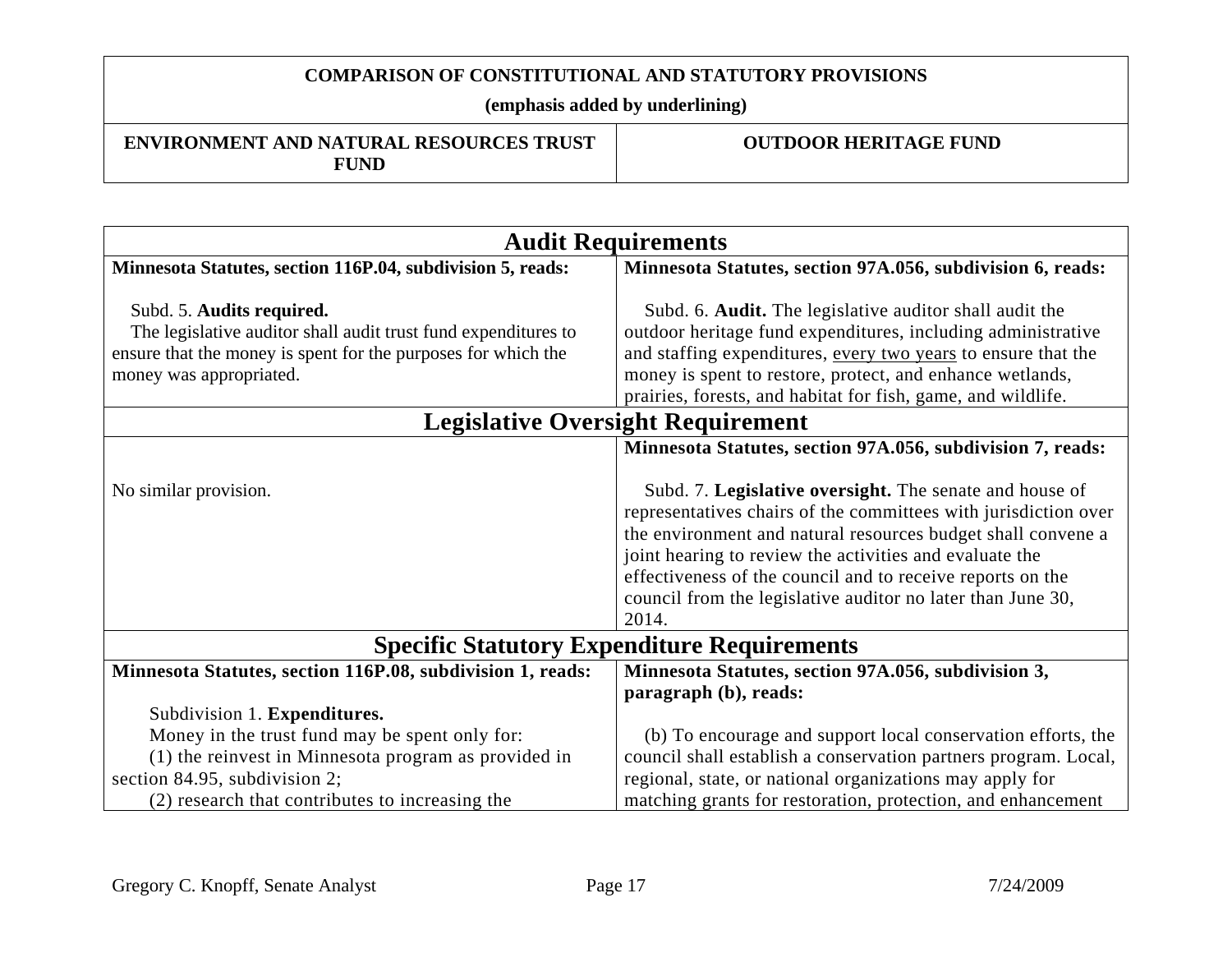**COMPARISON OF CONSTITUTIONAL AND STATUTORY PROVISIONS**

**(emphasis added by underlining)**

| ENVIRONMENT AND NATURAL RESOURCES TRUST FUND | OUTDOOR HERITAGE FUND |
|---|---|

| **Audit Requirements** | |
|---|---|
| **Minnesota Statutes, section 116P.04, subdivision 5, reads:**<br><br>Subd. 5. **Audits required.**<br>The legislative auditor shall audit trust fund expenditures to ensure that the money is spent for the purposes for which the money was appropriated. | **Minnesota Statutes, section 97A.056, subdivision 6, reads:**<br><br>Subd. 6. **Audit.** The legislative auditor shall audit the outdoor heritage fund expenditures, including administrative and staffing expenditures, <u>every two years</u> to ensure that the money is spent to restore, protect, and enhance wetlands, prairies, forests, and habitat for fish, game, and wildlife. |
| **Legislative Oversight Requirement** | |
| No similar provision. | **Minnesota Statutes, section 97A.056, subdivision 7, reads:**<br><br>Subd. 7. **Legislative oversight.** The senate and house of representatives chairs of the committees with jurisdiction over the environment and natural resources budget shall convene a joint hearing to review the activities and evaluate the effectiveness of the council and to receive reports on the council from the legislative auditor no later than June 30, 2014. |
| **Specific Statutory Expenditure Requirements** | |
| **Minnesota Statutes, section 116P.08, subdivision 1, reads:**<br><br>Subdivision 1. **Expenditures.**<br>Money in the trust fund may be spent only for:<br>(1) the reinvest in Minnesota program as provided in section 84.95, subdivision 2;<br>(2) research that contributes to increasing the | **Minnesota Statutes, section 97A.056, subdivision 3, paragraph (b), reads:**<br><br>(b) To encourage and support local conservation efforts, the council shall establish a conservation partners program. Local, regional, state, or national organizations may apply for matching grants for restoration, protection, and enhancement |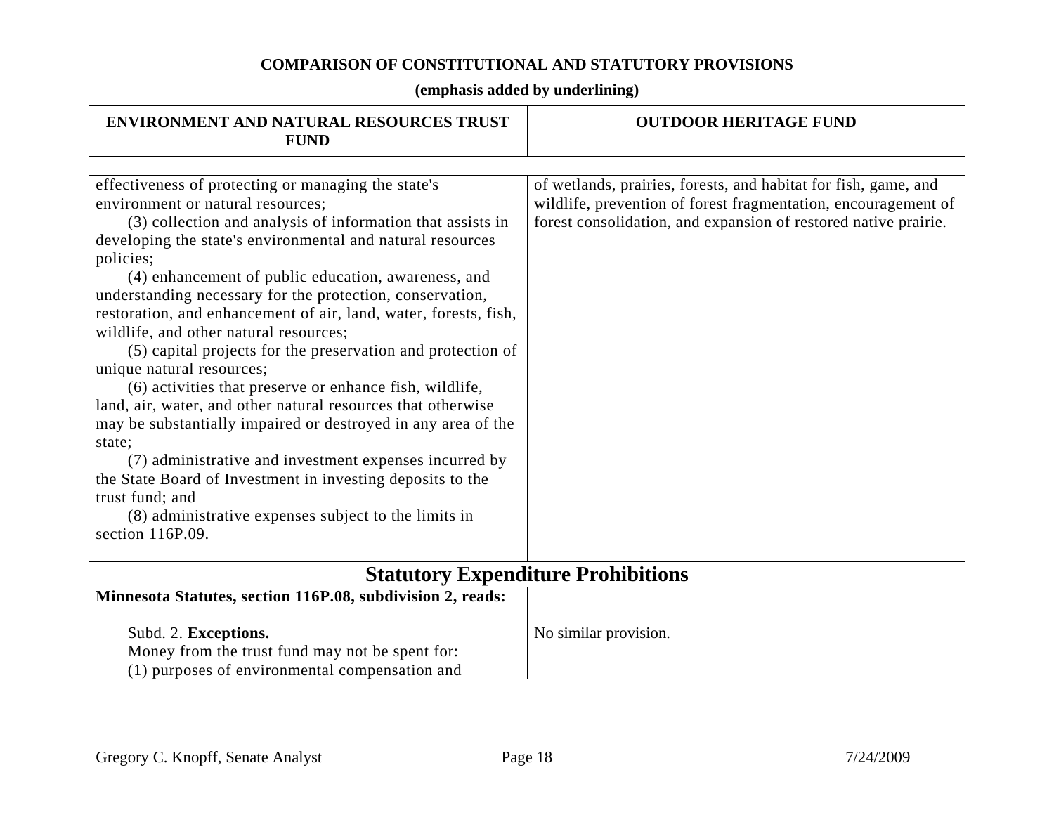**COMPARISON OF CONSTITUTIONAL AND STATUTORY PROVISIONS**

**(emphasis added by underlining)**

| ENVIRONMENT AND NATURAL RESOURCES TRUST FUND | OUTDOOR HERITAGE FUND |
| --- | --- |
| effectiveness of protecting or managing the state's environment or natural resources;<br>(3) collection and analysis of information that assists in developing the state's environmental and natural resources policies;<br>(4) enhancement of public education, awareness, and understanding necessary for the protection, conservation, restoration, and enhancement of air, land, water, forests, fish, wildlife, and other natural resources;<br>(5) capital projects for the preservation and protection of unique natural resources;<br>(6) activities that preserve or enhance fish, wildlife, land, air, water, and other natural resources that otherwise may be substantially impaired or destroyed in any area of the state;<br>(7) administrative and investment expenses incurred by the State Board of Investment in investing deposits to the trust fund; and<br>(8) administrative expenses subject to the limits in section 116P.09. | of wetlands, prairies, forests, and habitat for fish, game, and wildlife, prevention of forest fragmentation, encouragement of forest consolidation, and expansion of restored native prairie. |
| **Statutory Expenditure Prohibitions** | |
| **Minnesota Statutes, section 116P.08, subdivision 2, reads:**<br><br>Subd. 2. **Exceptions.**<br>Money from the trust fund may not be spent for:<br>(1) purposes of environmental compensation and | No similar provision. |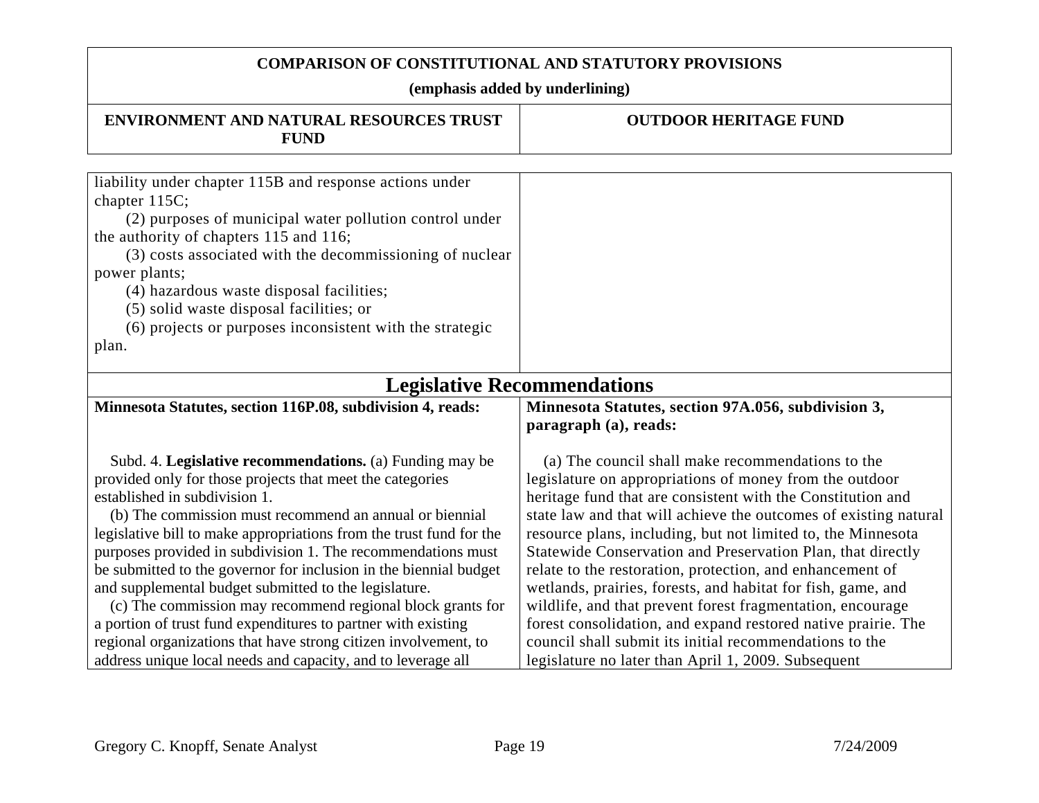# COMPARISON OF CONSTITUTIONAL AND STATUTORY PROVISIONS

**(emphasis added by underlining)**

| ENVIRONMENT AND NATURAL RESOURCES TRUST FUND | OUTDOOR HERITAGE FUND |
|---|---|
| liability under chapter 115B and response actions under chapter 115C;<br>(2) purposes of municipal water pollution control under the authority of chapters 115 and 116;<br>(3) costs associated with the decommissioning of nuclear power plants;<br>(4) hazardous waste disposal facilities;<br>(5) solid waste disposal facilities; or<br>(6) projects or purposes inconsistent with the strategic plan. | |

## Legislative Recommendations

| ENVIRONMENT AND NATURAL RESOURCES TRUST FUND | OUTDOOR HERITAGE FUND |
|---|---|
| **Minnesota Statutes, section 116P.08, subdivision 4, reads:**<br><br>Subd. 4. **Legislative recommendations.** (a) Funding may be provided only for those projects that meet the categories established in subdivision 1.<br>(b) The commission must recommend an annual or biennial legislative bill to make appropriations from the trust fund for the purposes provided in subdivision 1. The recommendations must be submitted to the governor for inclusion in the biennial budget and supplemental budget submitted to the legislature.<br>(c) The commission may recommend regional block grants for a portion of trust fund expenditures to partner with existing regional organizations that have strong citizen involvement, to address unique local needs and capacity, and to leverage all | **Minnesota Statutes, section 97A.056, subdivision 3, paragraph (a), reads:**<br><br>(a) The council shall make recommendations to the legislature on appropriations of money from the outdoor heritage fund that are consistent with the Constitution and state law and that will achieve the outcomes of existing natural resource plans, including, but not limited to, the Minnesota Statewide Conservation and Preservation Plan, that directly relate to the restoration, protection, and enhancement of wetlands, prairies, forests, and habitat for fish, game, and wildlife, and that prevent forest fragmentation, encourage forest consolidation, and expand restored native prairie. The council shall submit its initial recommendations to the legislature no later than April 1, 2009. Subsequent |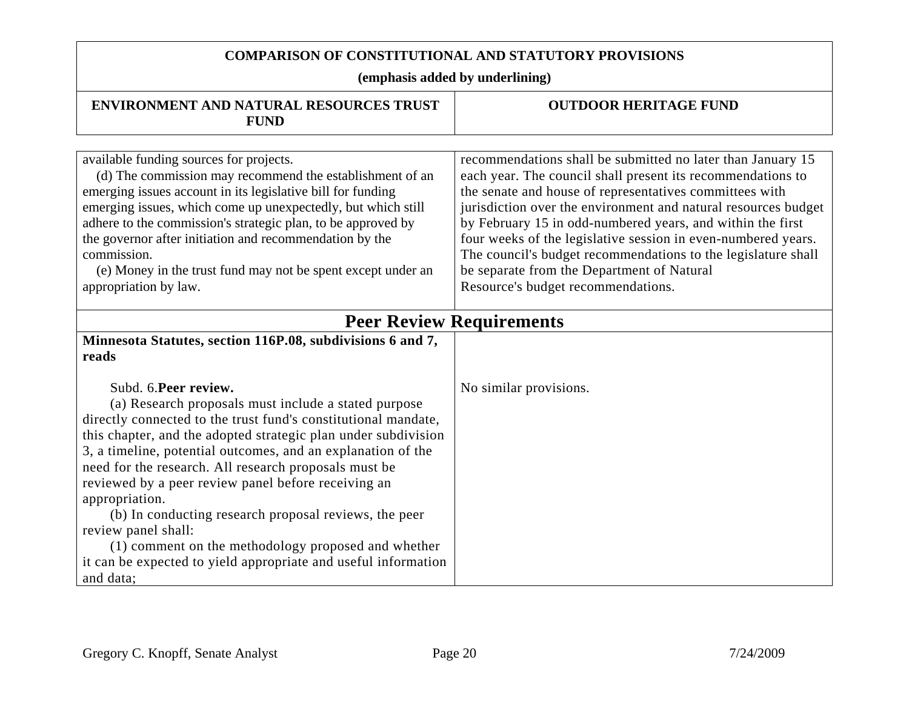**COMPARISON OF CONSTITUTIONAL AND STATUTORY PROVISIONS**

**(emphasis added by underlining)**

| ENVIRONMENT AND NATURAL RESOURCES TRUST FUND | OUTDOOR HERITAGE FUND |
| --- | --- |
| available funding sources for projects.<br>(d) The commission may recommend the establishment of an emerging issues account in its legislative bill for funding emerging issues, which come up unexpectedly, but which still adhere to the commission's strategic plan, to be approved by the governor after initiation and recommendation by the commission.<br>(e) Money in the trust fund may not be spent except under an appropriation by law. | recommendations shall be submitted no later than January 15 each year. The council shall present its recommendations to the senate and house of representatives committees with jurisdiction over the environment and natural resources budget by February 15 in odd-numbered years, and within the first four weeks of the legislative session in even-numbered years. The council's budget recommendations to the legislature shall be separate from the Department of Natural Resource's budget recommendations. |
| **Peer Review Requirements** | |
| **Minnesota Statutes, section 116P.08, subdivisions 6 and 7, reads**<br><br>Subd. 6.**Peer review.**<br>(a) Research proposals must include a stated purpose directly connected to the trust fund's constitutional mandate, this chapter, and the adopted strategic plan under subdivision 3, a timeline, potential outcomes, and an explanation of the need for the research. All research proposals must be reviewed by a peer review panel before receiving an appropriation.<br>(b) In conducting research proposal reviews, the peer review panel shall:<br>(1) comment on the methodology proposed and whether it can be expected to yield appropriate and useful information and data; | No similar provisions. |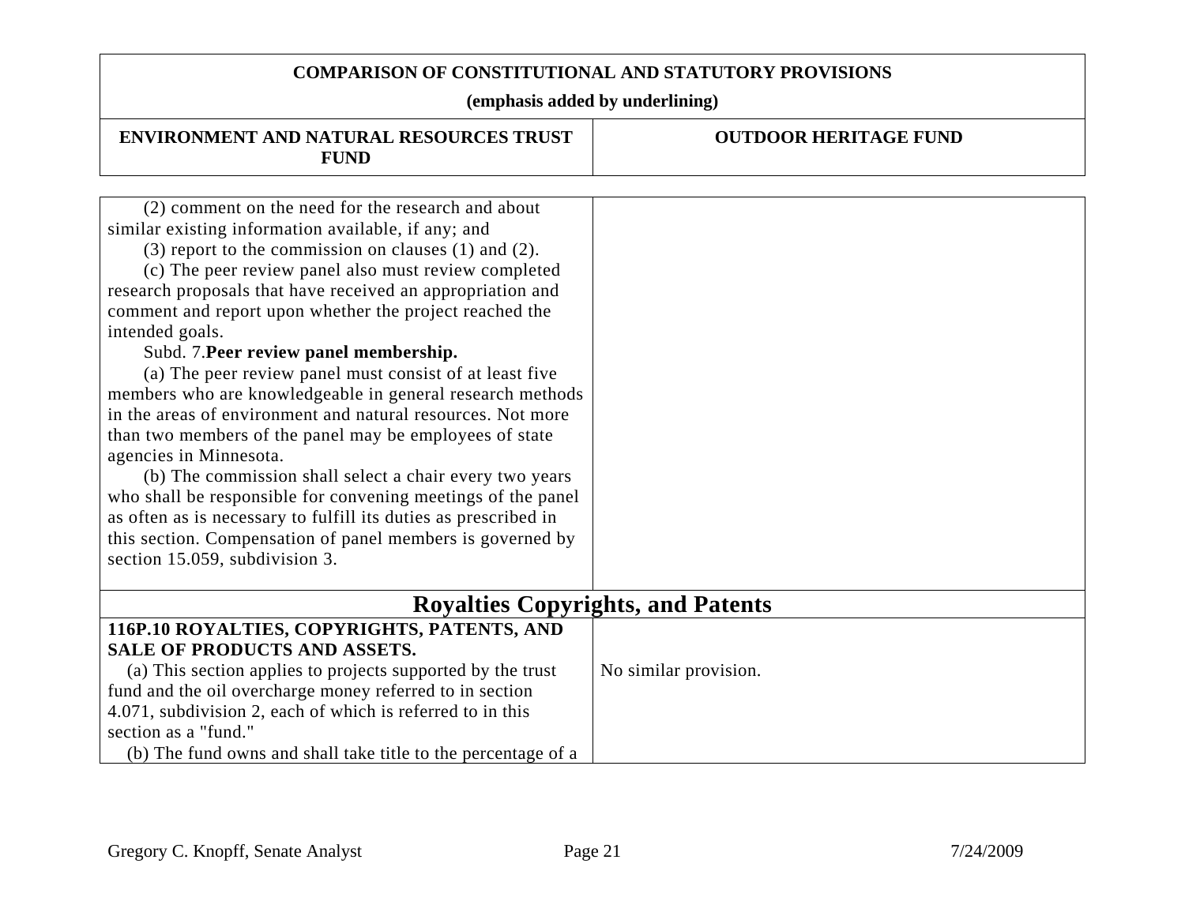| ENVIRONMENT AND NATURAL RESOURCES TRUST FUND | OUTDOOR HERITAGE FUND |
|---|---|
| (2) comment on the need for the research and about similar existing information available, if any; and<br>(3) report to the commission on clauses (1) and (2).<br>(c) The peer review panel also must review completed research proposals that have received an appropriation and comment and report upon whether the project reached the intended goals.<br>Subd. 7.**Peer review panel membership.**<br>(a) The peer review panel must consist of at least five members who are knowledgeable in general research methods in the areas of environment and natural resources. Not more than two members of the panel may be employees of state agencies in Minnesota.<br>(b) The commission shall select a chair every two years who shall be responsible for convening meetings of the panel as often as is necessary to fulfill its duties as prescribed in this section. Compensation of panel members is governed by section 15.059, subdivision 3. | |
| **Royalties Copyrights, and Patents** | |
| **116P.10 ROYALTIES, COPYRIGHTS, PATENTS, AND SALE OF PRODUCTS AND ASSETS.**<br>(a) This section applies to projects supported by the trust fund and the oil overcharge money referred to in section 4.071, subdivision 2, each of which is referred to in this section as a "fund."<br>(b) The fund owns and shall take title to the percentage of a | No similar provision. |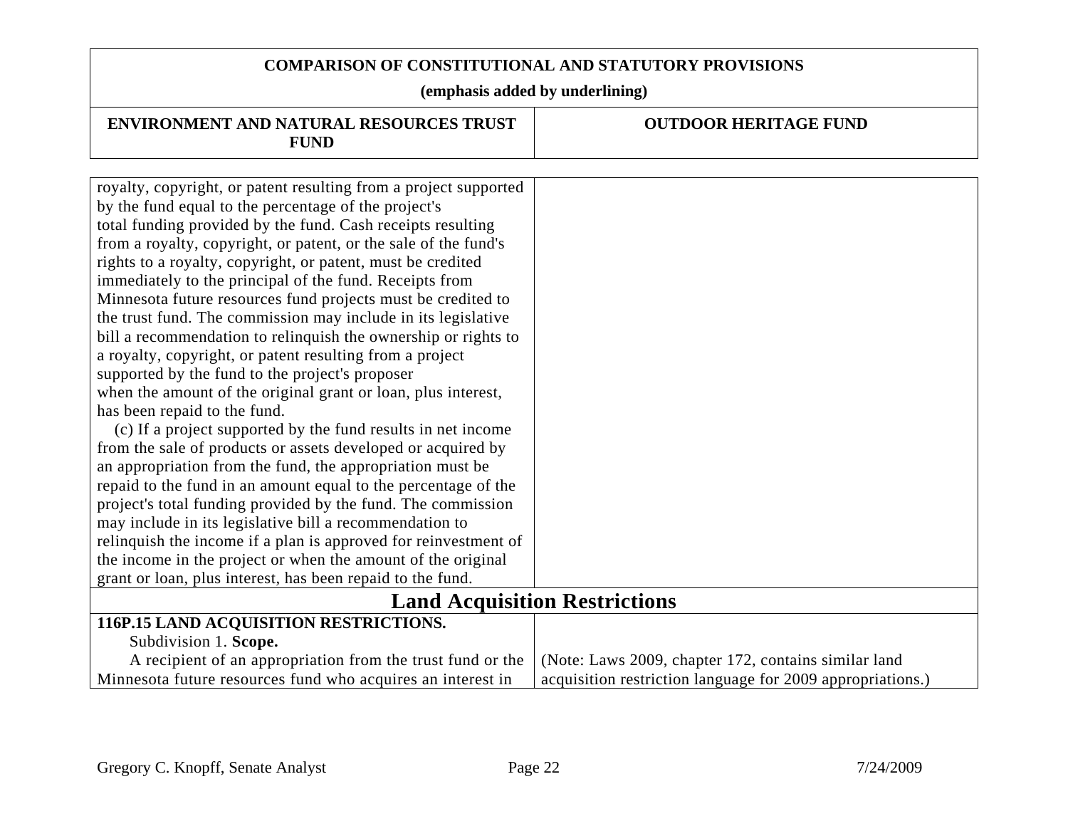| ENVIRONMENT AND NATURAL RESOURCES TRUST FUND | OUTDOOR HERITAGE FUND |
|---|---|
| royalty, copyright, or patent resulting from a project supported by the fund equal to the percentage of the project's total funding provided by the fund. Cash receipts resulting from a royalty, copyright, or patent, or the sale of the fund's rights to a royalty, copyright, or patent, must be credited immediately to the principal of the fund. Receipts from Minnesota future resources fund projects must be credited to the trust fund. The commission may include in its legislative bill a recommendation to relinquish the ownership or rights to a royalty, copyright, or patent resulting from a project supported by the fund to the project's proposer when the amount of the original grant or loan, plus interest, has been repaid to the fund.<br>(c) If a project supported by the fund results in net income from the sale of products or assets developed or acquired by an appropriation from the fund, the appropriation must be repaid to the fund in an amount equal to the percentage of the project's total funding provided by the fund. The commission may include in its legislative bill a recommendation to relinquish the income if a plan is approved for reinvestment of the income in the project or when the amount of the original grant or loan, plus interest, has been repaid to the fund. | |
| **Land Acquisition Restrictions** | |
| **116P.15 LAND ACQUISITION RESTRICTIONS.**<br>Subdivision 1. **Scope.**<br>A recipient of an appropriation from the trust fund or the Minnesota future resources fund who acquires an interest in | (Note: Laws 2009, chapter 172, contains similar land acquisition restriction language for 2009 appropriations.) |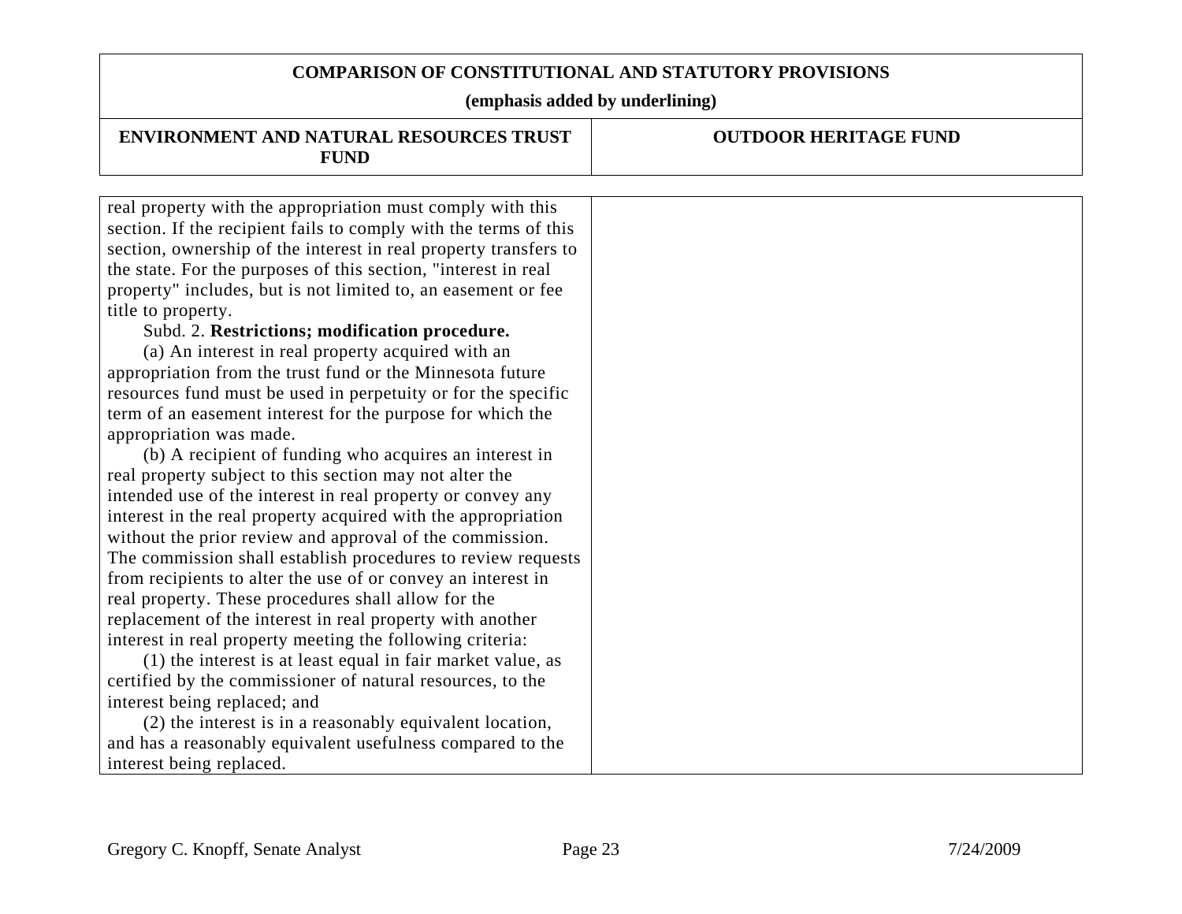**COMPARISON OF CONSTITUTIONAL AND STATUTORY PROVISIONS**

**(emphasis added by underlining)**

| ENVIRONMENT AND NATURAL RESOURCES TRUST FUND | OUTDOOR HERITAGE FUND |
|---|---|
| real property with the appropriation must comply with this section. If the recipient fails to comply with the terms of this section, ownership of the interest in real property transfers to the state. For the purposes of this section, "interest in real property" includes, but is not limited to, an easement or fee title to property.<br>Subd. 2. **Restrictions; modification procedure.**<br>(a) An interest in real property acquired with an appropriation from the trust fund or the Minnesota future resources fund must be used in perpetuity or for the specific term of an easement interest for the purpose for which the appropriation was made.<br>(b) A recipient of funding who acquires an interest in real property subject to this section may not alter the intended use of the interest in real property or convey any interest in the real property acquired with the appropriation without the prior review and approval of the commission. The commission shall establish procedures to review requests from recipients to alter the use of or convey an interest in real property. These procedures shall allow for the replacement of the interest in real property with another interest in real property meeting the following criteria:<br>(1) the interest is at least equal in fair market value, as certified by the commissioner of natural resources, to the interest being replaced; and<br>(2) the interest is in a reasonably equivalent location, and has a reasonably equivalent usefulness compared to the interest being replaced. | |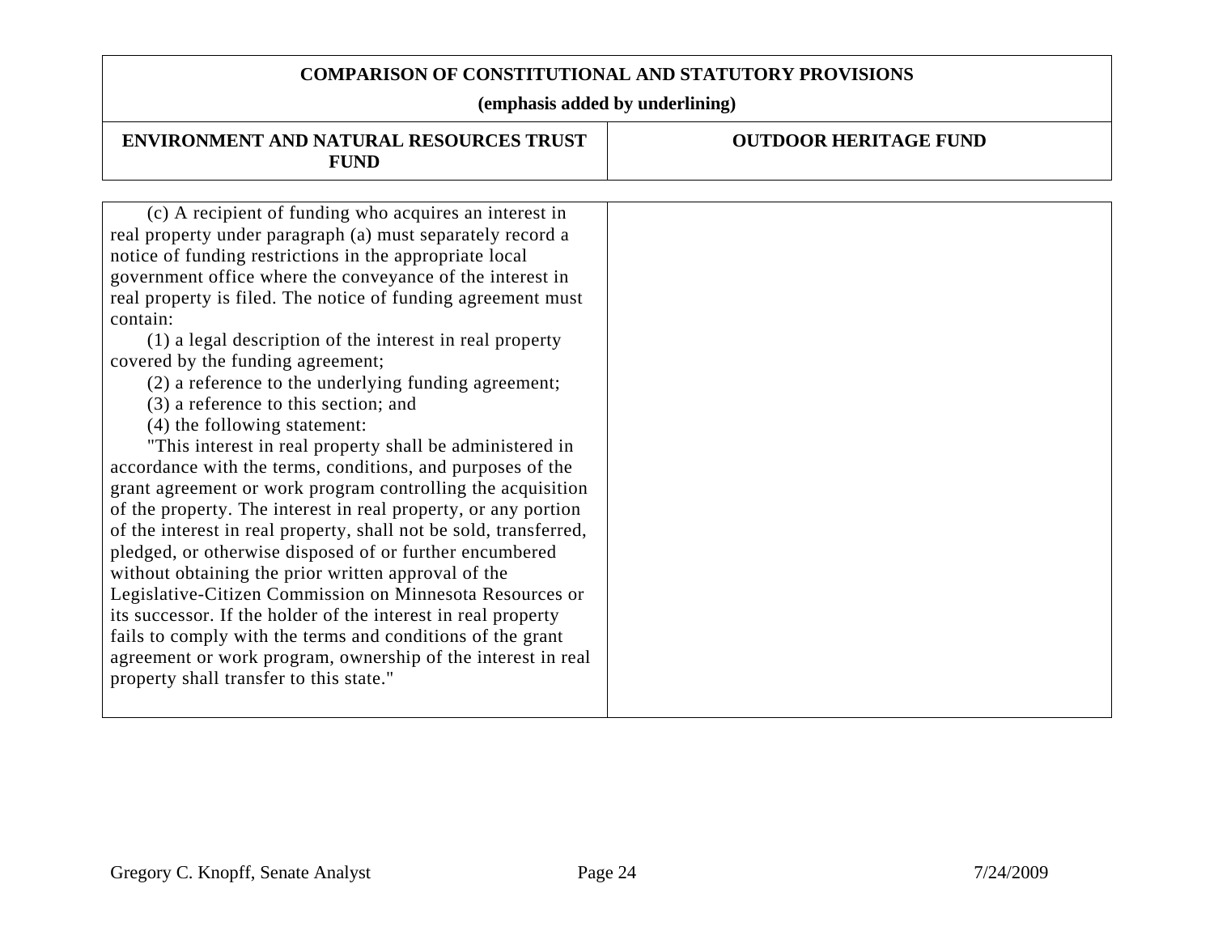| COMPARISON OF CONSTITUTIONAL AND STATUTORY PROVISIONS (emphasis added by underlining) | |
|---|---|
| **ENVIRONMENT AND NATURAL RESOURCES TRUST FUND** | **OUTDOOR HERITAGE FUND** |
| (c) A recipient of funding who acquires an interest in real property under paragraph (a) must separately record a notice of funding restrictions in the appropriate local government office where the conveyance of the interest in real property is filed. The notice of funding agreement must contain:<br>(1) a legal description of the interest in real property covered by the funding agreement;<br>(2) a reference to the underlying funding agreement;<br>(3) a reference to this section; and<br>(4) the following statement:<br>"This interest in real property shall be administered in accordance with the terms, conditions, and purposes of the grant agreement or work program controlling the acquisition of the property. The interest in real property, or any portion of the interest in real property, shall not be sold, transferred, pledged, or otherwise disposed of or further encumbered without obtaining the prior written approval of the Legislative-Citizen Commission on Minnesota Resources or its successor. If the holder of the interest in real property fails to comply with the terms and conditions of the grant agreement or work program, ownership of the interest in real property shall transfer to this state." | |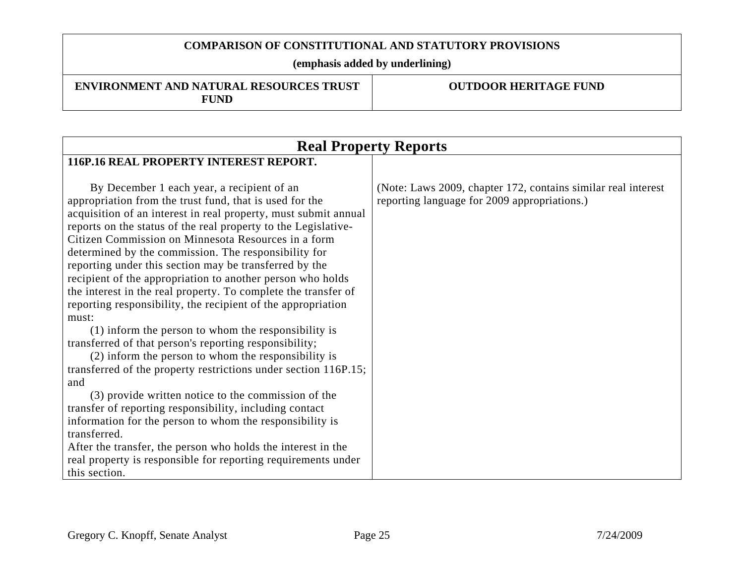| COMPARISON OF CONSTITUTIONAL AND STATUTORY PROVISIONS (emphasis added by underlining) | |
|---|---|
| **ENVIRONMENT AND NATURAL RESOURCES TRUST FUND** | **OUTDOOR HERITAGE FUND** |

| Real Property Reports | |
|---|---|
| **116P.16 REAL PROPERTY INTEREST REPORT.**<br><br>By December 1 each year, a recipient of an appropriation from the trust fund, that is used for the acquisition of an interest in real property, must submit annual reports on the status of the real property to the Legislative-Citizen Commission on Minnesota Resources in a form determined by the commission. The responsibility for reporting under this section may be transferred by the recipient of the appropriation to another person who holds the interest in the real property. To complete the transfer of reporting responsibility, the recipient of the appropriation must:<br>(1) inform the person to whom the responsibility is transferred of that person's reporting responsibility;<br>(2) inform the person to whom the responsibility is transferred of the property restrictions under section 116P.15; and<br>(3) provide written notice to the commission of the transfer of reporting responsibility, including contact information for the person to whom the responsibility is transferred.<br>After the transfer, the person who holds the interest in the real property is responsible for reporting requirements under this section. | (Note: Laws 2009, chapter 172, contains similar real interest reporting language for 2009 appropriations.) |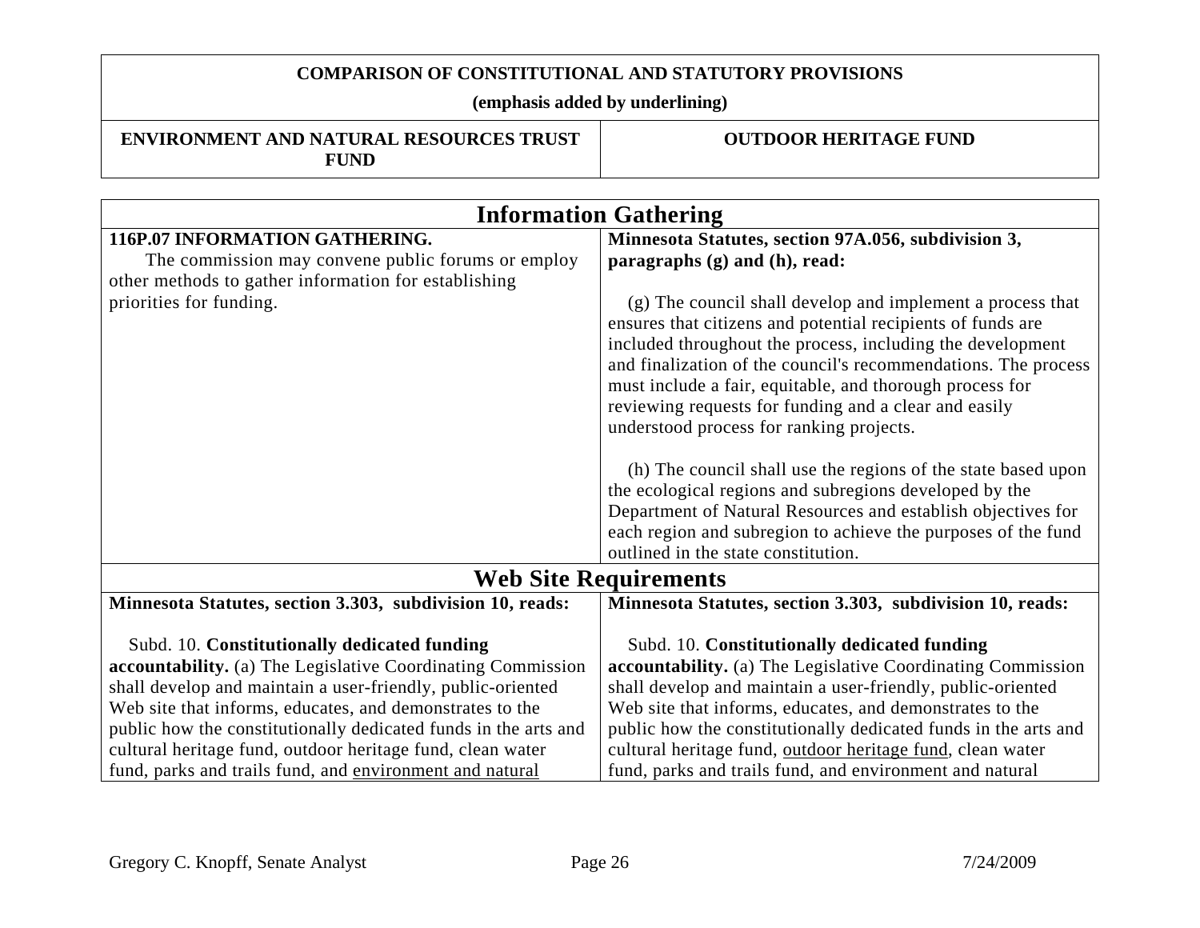| COMPARISON OF CONSTITUTIONAL AND STATUTORY PROVISIONS (emphasis added by underlining) | |
|---|---|
| **ENVIRONMENT AND NATURAL RESOURCES TRUST FUND** | **OUTDOOR HERITAGE FUND** |

| Information Gathering | |
|---|---|
| **116P.07 INFORMATION GATHERING.**<br>The commission may convene public forums or employ other methods to gather information for establishing priorities for funding. | **Minnesota Statutes, section 97A.056, subdivision 3, paragraphs (g) and (h), read:**<br><br>(g) The council shall develop and implement a process that ensures that citizens and potential recipients of funds are included throughout the process, including the development and finalization of the council's recommendations. The process must include a fair, equitable, and thorough process for reviewing requests for funding and a clear and easily understood process for ranking projects.<br><br>(h) The council shall use the regions of the state based upon the ecological regions and subregions developed by the Department of Natural Resources and establish objectives for each region and subregion to achieve the purposes of the fund outlined in the state constitution. |
| **Web Site Requirements** | |
| **Minnesota Statutes, section 3.303, subdivision 10, reads:**<br><br>Subd. 10. **Constitutionally dedicated funding accountability.** (a) The Legislative Coordinating Commission shall develop and maintain a user-friendly, public-oriented Web site that informs, educates, and demonstrates to the public how the constitutionally dedicated funds in the arts and cultural heritage fund, outdoor heritage fund, clean water fund, parks and trails fund, and <u>environment and natural</u> | **Minnesota Statutes, section 3.303, subdivision 10, reads:**<br><br>Subd. 10. **Constitutionally dedicated funding accountability.** (a) The Legislative Coordinating Commission shall develop and maintain a user-friendly, public-oriented Web site that informs, educates, and demonstrates to the public how the constitutionally dedicated funds in the arts and cultural heritage fund, <u>outdoor heritage fund</u>, clean water fund, parks and trails fund, and environment and natural |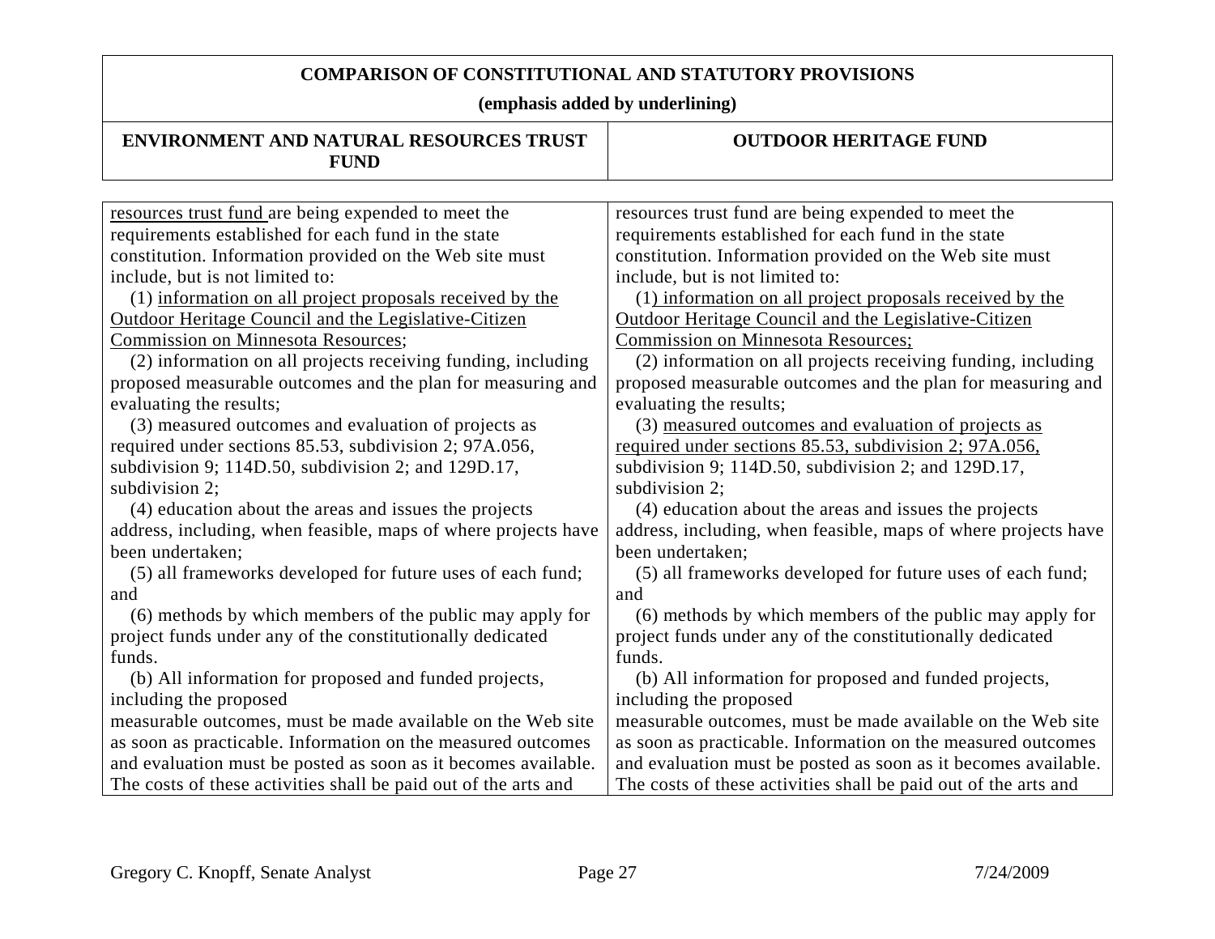**COMPARISON OF CONSTITUTIONAL AND STATUTORY PROVISIONS**

**(emphasis added by underlining)**

| ENVIRONMENT AND NATURAL RESOURCES TRUST FUND | OUTDOOR HERITAGE FUND |
|---|---|
| <u>resources trust fund</u> are being expended to meet the requirements established for each fund in the state constitution. Information provided on the Web site must include, but is not limited to:<br>(1) <u>information on all project proposals received by the Outdoor Heritage Council and the Legislative-Citizen Commission on Minnesota Resources</u>;<br>(2) information on all projects receiving funding, including proposed measurable outcomes and the plan for measuring and evaluating the results;<br>(3) measured outcomes and evaluation of projects as required under sections 85.53, subdivision 2; 97A.056, subdivision 9; 114D.50, subdivision 2; and 129D.17, subdivision 2;<br>(4) education about the areas and issues the projects address, including, when feasible, maps of where projects have been undertaken;<br>(5) all frameworks developed for future uses of each fund; and<br>(6) methods by which members of the public may apply for project funds under any of the constitutionally dedicated funds.<br>(b) All information for proposed and funded projects, including the proposed<br>measurable outcomes, must be made available on the Web site as soon as practicable. Information on the measured outcomes and evaluation must be posted as soon as it becomes available. The costs of these activities shall be paid out of the arts and | resources trust fund are being expended to meet the requirements established for each fund in the state constitution. Information provided on the Web site must include, but is not limited to:<br>(1<u>) information on all project proposals received by the Outdoor Heritage Council and the Legislative-Citizen Commission on Minnesota Resources;</u><br>(2) information on all projects receiving funding, including proposed measurable outcomes and the plan for measuring and evaluating the results;<br>(3) <u>measured outcomes and evaluation of projects as required under sections 85.53, subdivision 2; 97A.056,</u> subdivision 9; 114D.50, subdivision 2; and 129D.17, subdivision 2;<br>(4) education about the areas and issues the projects address, including, when feasible, maps of where projects have been undertaken;<br>(5) all frameworks developed for future uses of each fund; and<br>(6) methods by which members of the public may apply for project funds under any of the constitutionally dedicated funds.<br>(b) All information for proposed and funded projects, including the proposed<br>measurable outcomes, must be made available on the Web site as soon as practicable. Information on the measured outcomes and evaluation must be posted as soon as it becomes available. The costs of these activities shall be paid out of the arts and |

Gregory C. Knopff, Senate Analyst 7/24/2009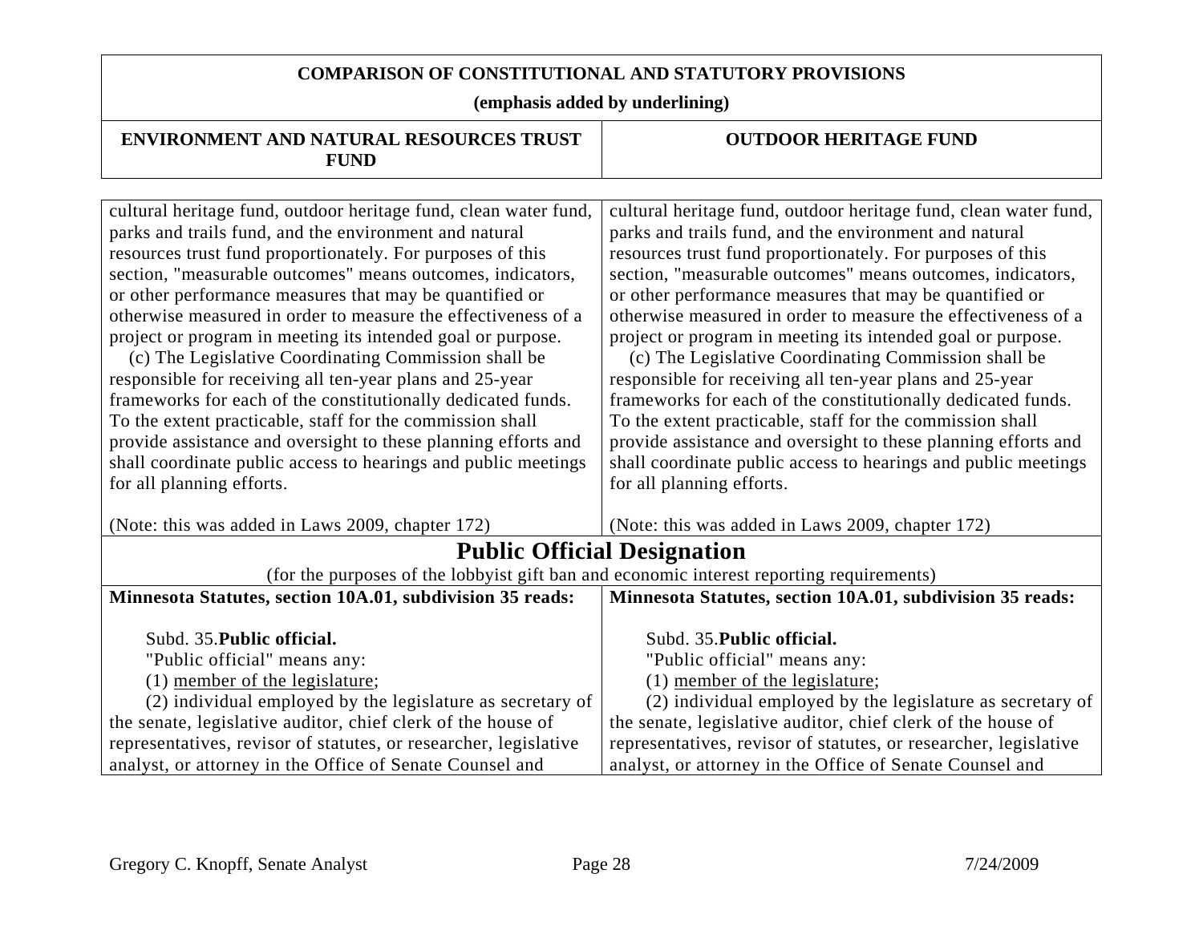**COMPARISON OF CONSTITUTIONAL AND STATUTORY PROVISIONS**

**(emphasis added by underlining)**

| ENVIRONMENT AND NATURAL RESOURCES TRUST FUND | OUTDOOR HERITAGE FUND |
|---|---|
| cultural heritage fund, outdoor heritage fund, clean water fund, parks and trails fund, and the environment and natural resources trust fund proportionately. For purposes of this section, "measurable outcomes" means outcomes, indicators, or other performance measures that may be quantified or otherwise measured in order to measure the effectiveness of a project or program in meeting its intended goal or purpose.<br>(c) The Legislative Coordinating Commission shall be responsible for receiving all ten-year plans and 25-year frameworks for each of the constitutionally dedicated funds. To the extent practicable, staff for the commission shall provide assistance and oversight to these planning efforts and shall coordinate public access to hearings and public meetings for all planning efforts.<br><br>(Note: this was added in Laws 2009, chapter 172) | cultural heritage fund, outdoor heritage fund, clean water fund, parks and trails fund, and the environment and natural resources trust fund proportionately. For purposes of this section, "measurable outcomes" means outcomes, indicators, or other performance measures that may be quantified or otherwise measured in order to measure the effectiveness of a project or program in meeting its intended goal or purpose.<br>(c) The Legislative Coordinating Commission shall be responsible for receiving all ten-year plans and 25-year frameworks for each of the constitutionally dedicated funds. To the extent practicable, staff for the commission shall provide assistance and oversight to these planning efforts and shall coordinate public access to hearings and public meetings for all planning efforts.<br><br>(Note: this was added in Laws 2009, chapter 172) |

## Public Official Designation

(for the purposes of the lobbyist gift ban and economic interest reporting requirements)

| ENVIRONMENT AND NATURAL RESOURCES TRUST FUND | OUTDOOR HERITAGE FUND |
|---|---|
| **Minnesota Statutes, section 10A.01, subdivision 35 reads:**<br><br>Subd. 35.**Public official.**<br>"Public official" means any:<br>(1) <u>member of the legislature</u>;<br>(2) individual employed by the legislature as secretary of the senate, legislative auditor, chief clerk of the house of representatives, revisor of statutes, or researcher, legislative analyst, or attorney in the Office of Senate Counsel and | **Minnesota Statutes, section 10A.01, subdivision 35 reads:**<br><br>Subd. 35.**Public official.**<br>"Public official" means any:<br>(1) <u>member of the legislature</u>;<br>(2) individual employed by the legislature as secretary of the senate, legislative auditor, chief clerk of the house of representatives, revisor of statutes, or researcher, legislative analyst, or attorney in the Office of Senate Counsel and |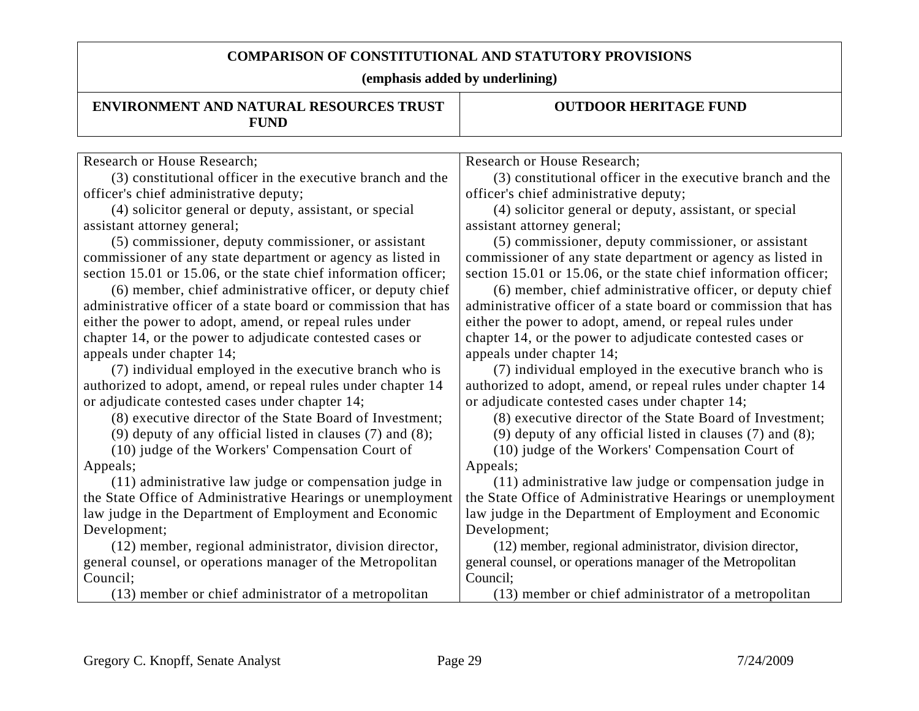**COMPARISON OF CONSTITUTIONAL AND STATUTORY PROVISIONS**

**(emphasis added by underlining)**

| ENVIRONMENT AND NATURAL RESOURCES TRUST FUND | OUTDOOR HERITAGE FUND |
|---|---|
| Research or House Research;<br>(3) constitutional officer in the executive branch and the officer's chief administrative deputy;<br>(4) solicitor general or deputy, assistant, or special assistant attorney general;<br>(5) commissioner, deputy commissioner, or assistant commissioner of any state department or agency as listed in section 15.01 or 15.06, or the state chief information officer;<br>(6) member, chief administrative officer, or deputy chief administrative officer of a state board or commission that has either the power to adopt, amend, or repeal rules under chapter 14, or the power to adjudicate contested cases or appeals under chapter 14;<br>(7) individual employed in the executive branch who is authorized to adopt, amend, or repeal rules under chapter 14 or adjudicate contested cases under chapter 14;<br>(8) executive director of the State Board of Investment;<br>(9) deputy of any official listed in clauses (7) and (8);<br>(10) judge of the Workers' Compensation Court of Appeals;<br>(11) administrative law judge or compensation judge in the State Office of Administrative Hearings or unemployment law judge in the Department of Employment and Economic Development;<br>(12) member, regional administrator, division director, general counsel, or operations manager of the Metropolitan Council;<br>(13) member or chief administrator of a metropolitan | Research or House Research;<br>(3) constitutional officer in the executive branch and the officer's chief administrative deputy;<br>(4) solicitor general or deputy, assistant, or special assistant attorney general;<br>(5) commissioner, deputy commissioner, or assistant commissioner of any state department or agency as listed in section 15.01 or 15.06, or the state chief information officer;<br>(6) member, chief administrative officer, or deputy chief administrative officer of a state board or commission that has either the power to adopt, amend, or repeal rules under chapter 14, or the power to adjudicate contested cases or appeals under chapter 14;<br>(7) individual employed in the executive branch who is authorized to adopt, amend, or repeal rules under chapter 14 or adjudicate contested cases under chapter 14;<br>(8) executive director of the State Board of Investment;<br>(9) deputy of any official listed in clauses (7) and (8);<br>(10) judge of the Workers' Compensation Court of Appeals;<br>(11) administrative law judge or compensation judge in the State Office of Administrative Hearings or unemployment law judge in the Department of Employment and Economic Development;<br>(12) member, regional administrator, division director, general counsel, or operations manager of the Metropolitan Council;<br>(13) member or chief administrator of a metropolitan |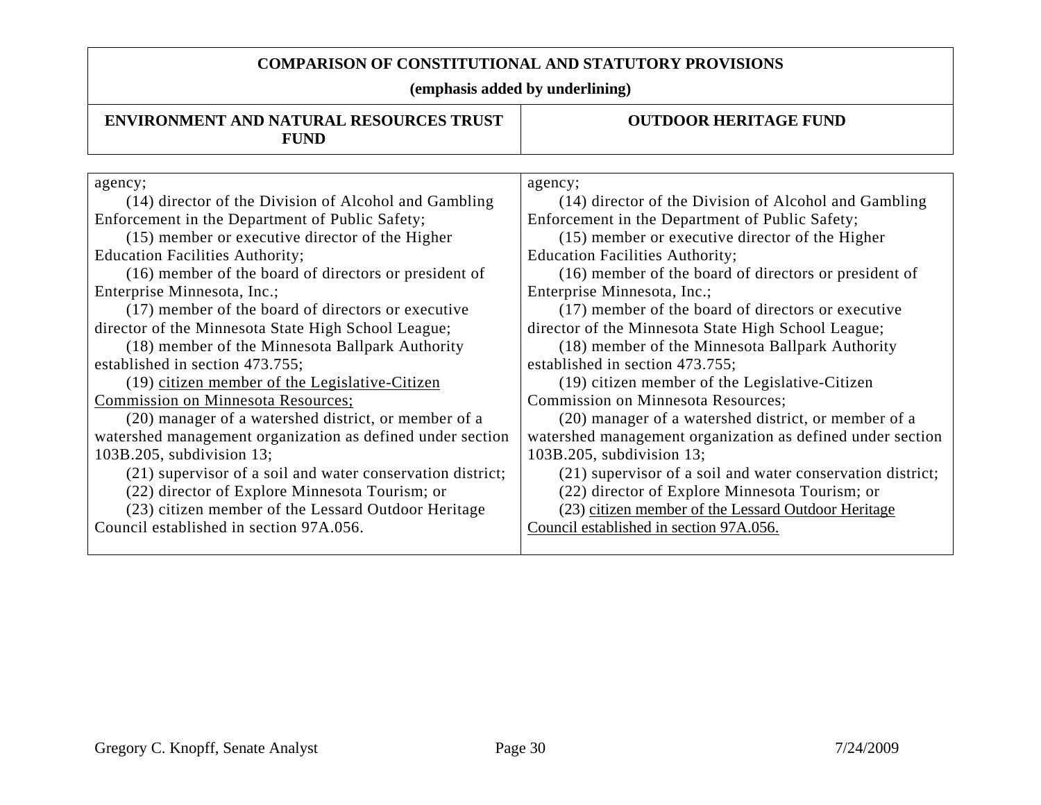**COMPARISON OF CONSTITUTIONAL AND STATUTORY PROVISIONS**

**(emphasis added by underlining)**

| ENVIRONMENT AND NATURAL RESOURCES TRUST FUND | OUTDOOR HERITAGE FUND |
|---|---|
| agency;<br>(14) director of the Division of Alcohol and Gambling Enforcement in the Department of Public Safety;<br>(15) member or executive director of the Higher Education Facilities Authority;<br>(16) member of the board of directors or president of Enterprise Minnesota, Inc.;<br>(17) member of the board of directors or executive director of the Minnesota State High School League;<br>(18) member of the Minnesota Ballpark Authority established in section 473.755;<br>(19) <u>citizen member of the Legislative-Citizen Commission on Minnesota Resources;</u><br>(20) manager of a watershed district, or member of a watershed management organization as defined under section 103B.205, subdivision 13;<br>(21) supervisor of a soil and water conservation district;<br>(22) director of Explore Minnesota Tourism; or<br>(23) citizen member of the Lessard Outdoor Heritage Council established in section 97A.056. | agency;<br>(14) director of the Division of Alcohol and Gambling Enforcement in the Department of Public Safety;<br>(15) member or executive director of the Higher Education Facilities Authority;<br>(16) member of the board of directors or president of Enterprise Minnesota, Inc.;<br>(17) member of the board of directors or executive director of the Minnesota State High School League;<br>(18) member of the Minnesota Ballpark Authority established in section 473.755;<br>(19) citizen member of the Legislative-Citizen Commission on Minnesota Resources;<br>(20) manager of a watershed district, or member of a watershed management organization as defined under section 103B.205, subdivision 13;<br>(21) supervisor of a soil and water conservation district;<br>(22) director of Explore Minnesota Tourism; or<br>(23) <u>citizen member of the Lessard Outdoor Heritage Council established in section 97A.056.</u> |